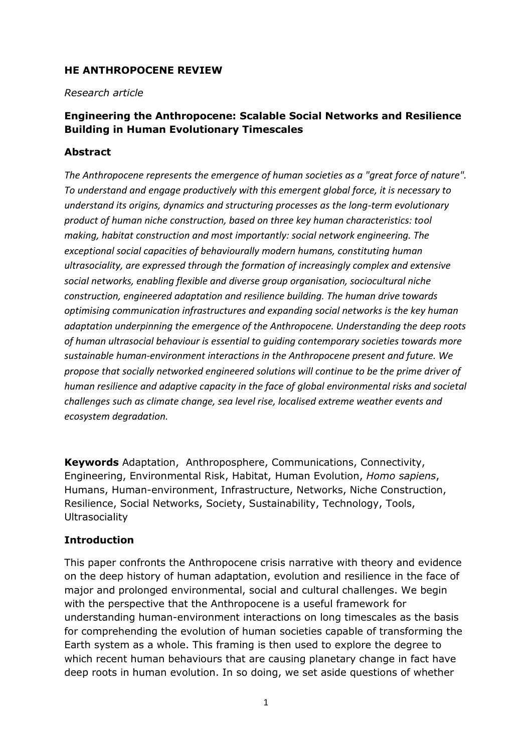**HE ANTHROPOCENE REVIEW**

*Research article*

# Engineering the Anthropocene: Scalable Social Networks and Resilience Building in Human Evolutionary Timescales

## Abstract

*The Anthropocene represents the emergence of human societies as a "great force of nature". To understand and engage productively with this emergent global force, it is necessary to understand its origins, dynamics and structuring processes as the long-term evolutionary product of human niche construction, based on three key human characteristics: tool making, habitat construction and most importantly: social network engineering. The exceptional social capacities of behaviourally modern humans, constituting human ultrasociality, are expressed through the formation of increasingly complex and extensive social networks, enabling flexible and diverse group organisation, sociocultural niche construction, engineered adaptation and resilience building. The human drive towards optimising communication infrastructures and expanding social networks is the key human adaptation underpinning the emergence of the Anthropocene. Understanding the deep roots of human ultrasocial behaviour is essential to guiding contemporary societies towards more sustainable human-environment interactions in the Anthropocene present and future. We propose that socially networked engineered solutions will continue to be the prime driver of human resilience and adaptive capacity in the face of global environmental risks and societal challenges such as climate change, sea level rise, localised extreme weather events and ecosystem degradation.*

**Keywords** Adaptation, Anthroposphere, Communications, Connectivity, Engineering, Environmental Risk, Habitat, Human Evolution, *Homo sapiens*, Humans, Human-environment, Infrastructure, Networks, Niche Construction, Resilience, Social Networks, Society, Sustainability, Technology, Tools, Ultrasociality

## Introduction

This paper confronts the Anthropocene crisis narrative with theory and evidence on the deep history of human adaptation, evolution and resilience in the face of major and prolonged environmental, social and cultural challenges. We begin with the perspective that the Anthropocene is a useful framework for understanding human-environment interactions on long timescales as the basis for comprehending the evolution of human societies capable of transforming the Earth system as a whole. This framing is then used to explore the degree to which recent human behaviours that are causing planetary change in fact have deep roots in human evolution. In so doing, we set aside questions of whether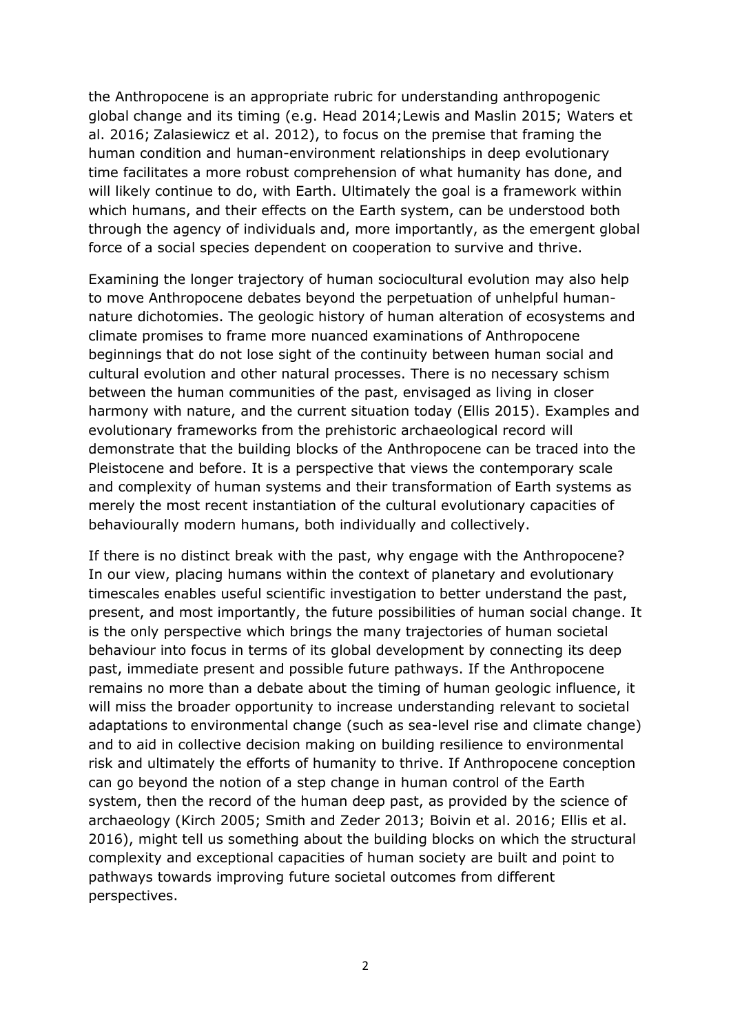the Anthropocene is an appropriate rubric for understanding anthropogenic global change and its timing (e.g. Head 2014;Lewis and Maslin 2015; Waters et al. 2016; Zalasiewicz et al. 2012), to focus on the premise that framing the human condition and human-environment relationships in deep evolutionary time facilitates a more robust comprehension of what humanity has done, and will likely continue to do, with Earth. Ultimately the goal is a framework within which humans, and their effects on the Earth system, can be understood both through the agency of individuals and, more importantly, as the emergent global force of a social species dependent on cooperation to survive and thrive.

Examining the longer trajectory of human sociocultural evolution may also help to move Anthropocene debates beyond the perpetuation of unhelpful human-nature dichotomies. The geologic history of human alteration of ecosystems and climate promises to frame more nuanced examinations of Anthropocene beginnings that do not lose sight of the continuity between human social and cultural evolution and other natural processes. There is no necessary schism between the human communities of the past, envisaged as living in closer harmony with nature, and the current situation today (Ellis 2015). Examples and evolutionary frameworks from the prehistoric archaeological record will demonstrate that the building blocks of the Anthropocene can be traced into the Pleistocene and before. It is a perspective that views the contemporary scale and complexity of human systems and their transformation of Earth systems as merely the most recent instantiation of the cultural evolutionary capacities of behaviourally modern humans, both individually and collectively.

If there is no distinct break with the past, why engage with the Anthropocene? In our view, placing humans within the context of planetary and evolutionary timescales enables useful scientific investigation to better understand the past, present, and most importantly, the future possibilities of human social change. It is the only perspective which brings the many trajectories of human societal behaviour into focus in terms of its global development by connecting its deep past, immediate present and possible future pathways. If the Anthropocene remains no more than a debate about the timing of human geologic influence, it will miss the broader opportunity to increase understanding relevant to societal adaptations to environmental change (such as sea-level rise and climate change) and to aid in collective decision making on building resilience to environmental risk and ultimately the efforts of humanity to thrive. If Anthropocene conception can go beyond the notion of a step change in human control of the Earth system, then the record of the human deep past, as provided by the science of archaeology (Kirch 2005; Smith and Zeder 2013; Boivin et al. 2016; Ellis et al. 2016), might tell us something about the building blocks on which the structural complexity and exceptional capacities of human society are built and point to pathways towards improving future societal outcomes from different perspectives.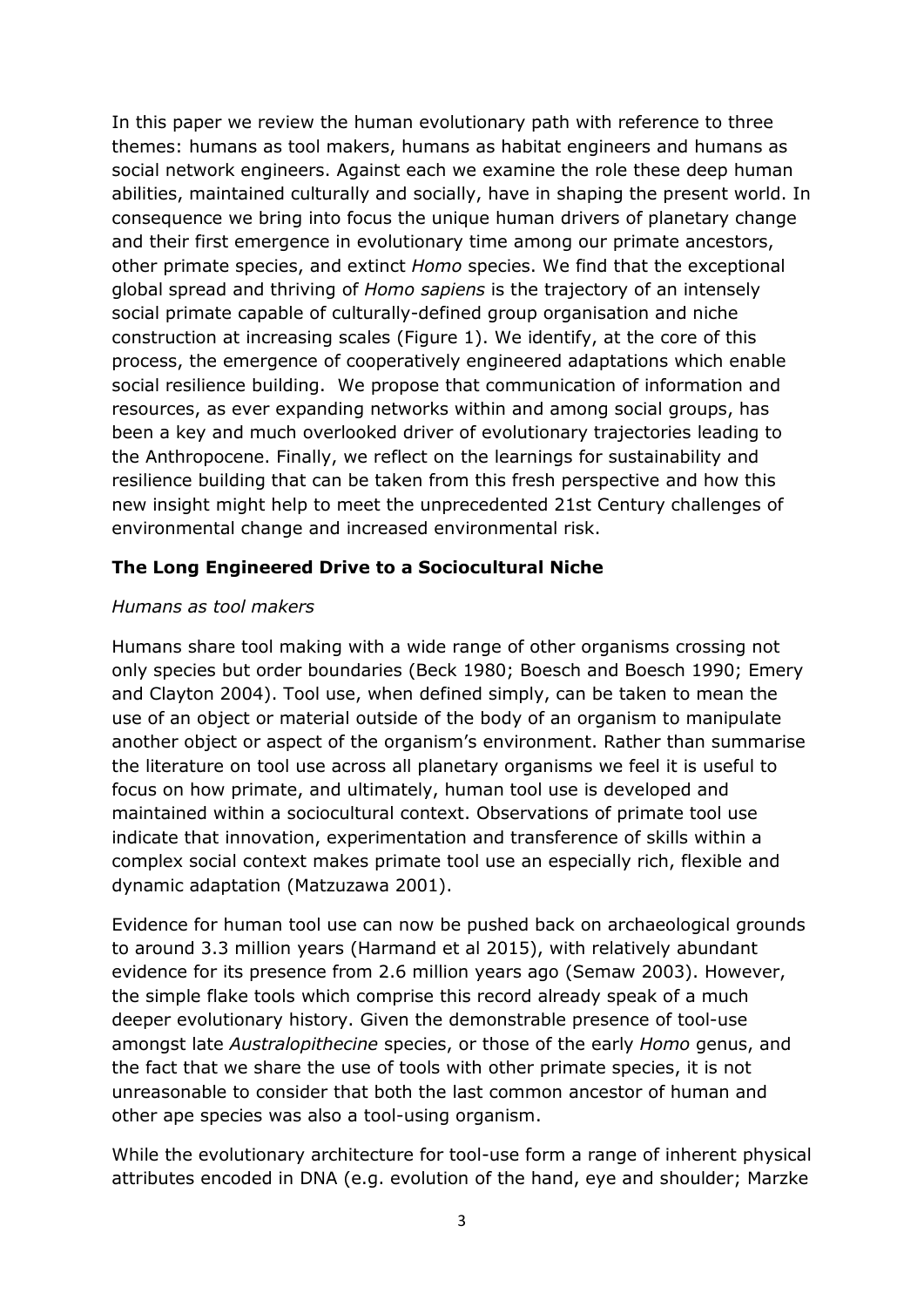In this paper we review the human evolutionary path with reference to three themes: humans as tool makers, humans as habitat engineers and humans as social network engineers. Against each we examine the role these deep human abilities, maintained culturally and socially, have in shaping the present world. In consequence we bring into focus the unique human drivers of planetary change and their first emergence in evolutionary time among our primate ancestors, other primate species, and extinct *Homo* species. We find that the exceptional global spread and thriving of *Homo sapiens* is the trajectory of an intensely social primate capable of culturally-defined group organisation and niche construction at increasing scales (Figure 1). We identify, at the core of this process, the emergence of cooperatively engineered adaptations which enable social resilience building. We propose that communication of information and resources, as ever expanding networks within and among social groups, has been a key and much overlooked driver of evolutionary trajectories leading to the Anthropocene. Finally, we reflect on the learnings for sustainability and resilience building that can be taken from this fresh perspective and how this new insight might help to meet the unprecedented 21st Century challenges of environmental change and increased environmental risk.

## The Long Engineered Drive to a Sociocultural Niche

### *Humans as tool makers*

Humans share tool making with a wide range of other organisms crossing not only species but order boundaries (Beck 1980; Boesch and Boesch 1990; Emery and Clayton 2004). Tool use, when defined simply, can be taken to mean the use of an object or material outside of the body of an organism to manipulate another object or aspect of the organism's environment. Rather than summarise the literature on tool use across all planetary organisms we feel it is useful to focus on how primate, and ultimately, human tool use is developed and maintained within a sociocultural context. Observations of primate tool use indicate that innovation, experimentation and transference of skills within a complex social context makes primate tool use an especially rich, flexible and dynamic adaptation (Matzuzawa 2001).

Evidence for human tool use can now be pushed back on archaeological grounds to around 3.3 million years (Harmand et al 2015), with relatively abundant evidence for its presence from 2.6 million years ago (Semaw 2003). However, the simple flake tools which comprise this record already speak of a much deeper evolutionary history. Given the demonstrable presence of tool-use amongst late *Australopithecine* species, or those of the early *Homo* genus, and the fact that we share the use of tools with other primate species, it is not unreasonable to consider that both the last common ancestor of human and other ape species was also a tool-using organism.

While the evolutionary architecture for tool-use form a range of inherent physical attributes encoded in DNA (e.g. evolution of the hand, eye and shoulder; Marzke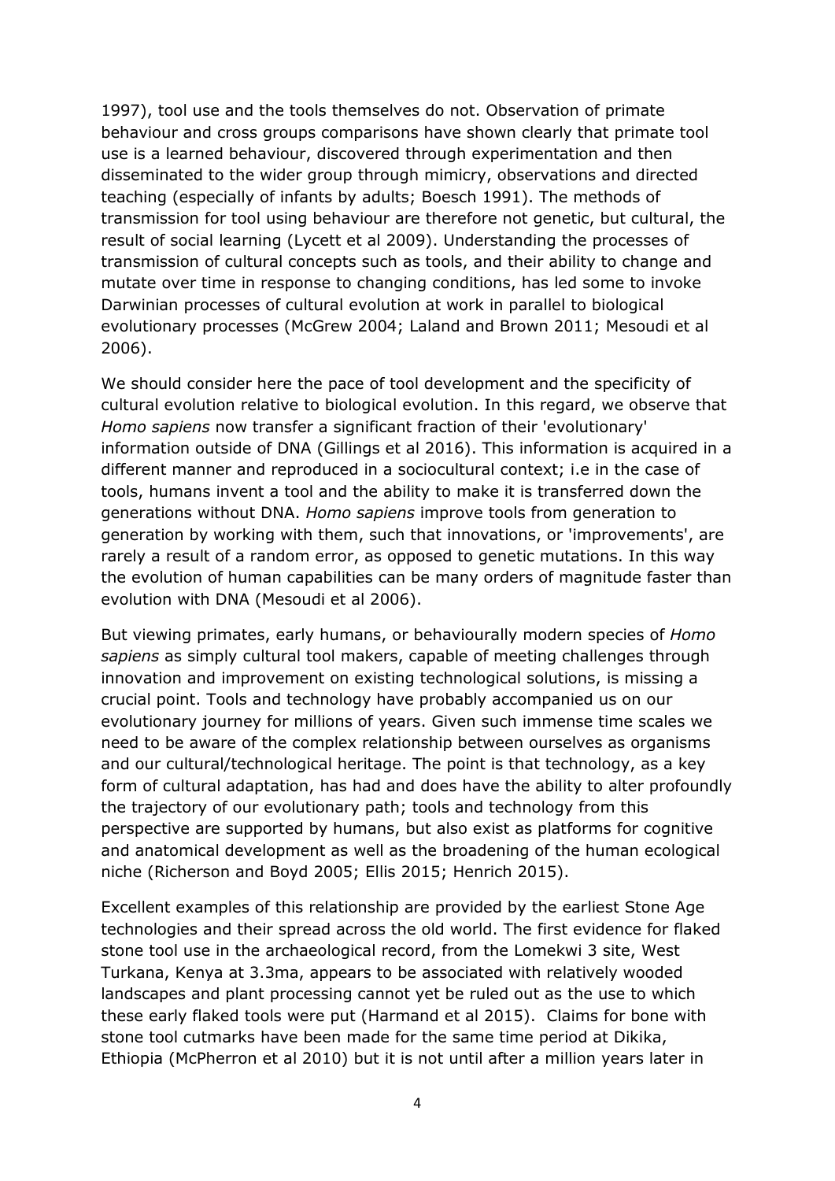1997), tool use and the tools themselves do not. Observation of primate behaviour and cross groups comparisons have shown clearly that primate tool use is a learned behaviour, discovered through experimentation and then disseminated to the wider group through mimicry, observations and directed teaching (especially of infants by adults; Boesch 1991). The methods of transmission for tool using behaviour are therefore not genetic, but cultural, the result of social learning (Lycett et al 2009). Understanding the processes of transmission of cultural concepts such as tools, and their ability to change and mutate over time in response to changing conditions, has led some to invoke Darwinian processes of cultural evolution at work in parallel to biological evolutionary processes (McGrew 2004; Laland and Brown 2011; Mesoudi et al 2006).

We should consider here the pace of tool development and the specificity of cultural evolution relative to biological evolution. In this regard, we observe that *Homo sapiens* now transfer a significant fraction of their 'evolutionary' information outside of DNA (Gillings et al 2016). This information is acquired in a different manner and reproduced in a sociocultural context; i.e in the case of tools, humans invent a tool and the ability to make it is transferred down the generations without DNA. *Homo sapiens* improve tools from generation to generation by working with them, such that innovations, or 'improvements', are rarely a result of a random error, as opposed to genetic mutations. In this way the evolution of human capabilities can be many orders of magnitude faster than evolution with DNA (Mesoudi et al 2006).

But viewing primates, early humans, or behaviourally modern species of *Homo sapiens* as simply cultural tool makers, capable of meeting challenges through innovation and improvement on existing technological solutions, is missing a crucial point. Tools and technology have probably accompanied us on our evolutionary journey for millions of years. Given such immense time scales we need to be aware of the complex relationship between ourselves as organisms and our cultural/technological heritage. The point is that technology, as a key form of cultural adaptation, has had and does have the ability to alter profoundly the trajectory of our evolutionary path; tools and technology from this perspective are supported by humans, but also exist as platforms for cognitive and anatomical development as well as the broadening of the human ecological niche (Richerson and Boyd 2005; Ellis 2015; Henrich 2015).

Excellent examples of this relationship are provided by the earliest Stone Age technologies and their spread across the old world. The first evidence for flaked stone tool use in the archaeological record, from the Lomekwi 3 site, West Turkana, Kenya at 3.3ma, appears to be associated with relatively wooded landscapes and plant processing cannot yet be ruled out as the use to which these early flaked tools were put (Harmand et al 2015). Claims for bone with stone tool cutmarks have been made for the same time period at Dikika, Ethiopia (McPherron et al 2010) but it is not until after a million years later in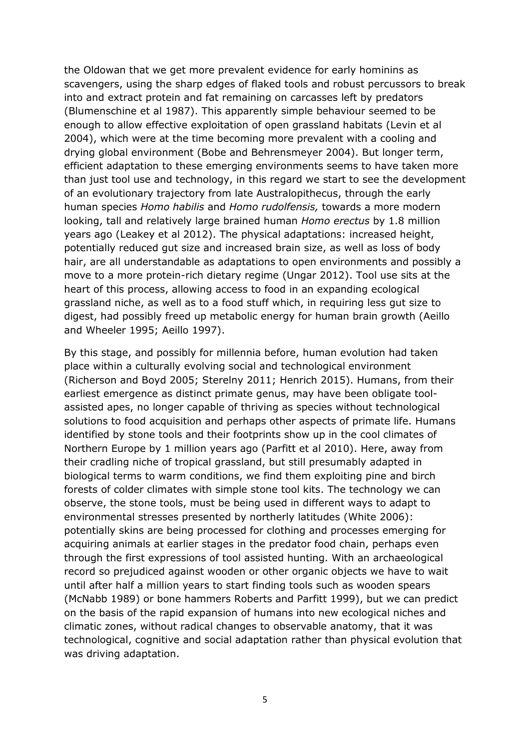the Oldowan that we get more prevalent evidence for early hominins as scavengers, using the sharp edges of flaked tools and robust percussors to break into and extract protein and fat remaining on carcasses left by predators (Blumenschine et al 1987). This apparently simple behaviour seemed to be enough to allow effective exploitation of open grassland habitats (Levin et al 2004), which were at the time becoming more prevalent with a cooling and drying global environment (Bobe and Behrensmeyer 2004). But longer term, efficient adaptation to these emerging environments seems to have taken more than just tool use and technology, in this regard we start to see the development of an evolutionary trajectory from late Australopithecus, through the early human species *Homo habilis* and *Homo rudolfensis,* towards a more modern looking, tall and relatively large brained human *Homo erectus* by 1.8 million years ago (Leakey et al 2012). The physical adaptations: increased height, potentially reduced gut size and increased brain size, as well as loss of body hair, are all understandable as adaptations to open environments and possibly a move to a more protein-rich dietary regime (Ungar 2012). Tool use sits at the heart of this process, allowing access to food in an expanding ecological grassland niche, as well as to a food stuff which, in requiring less gut size to digest, had possibly freed up metabolic energy for human brain growth (Aeillo and Wheeler 1995; Aeillo 1997).

By this stage, and possibly for millennia before, human evolution had taken place within a culturally evolving social and technological environment (Richerson and Boyd 2005; Sterelny 2011; Henrich 2015). Humans, from their earliest emergence as distinct primate genus, may have been obligate tool-assisted apes, no longer capable of thriving as species without technological solutions to food acquisition and perhaps other aspects of primate life. Humans identified by stone tools and their footprints show up in the cool climates of Northern Europe by 1 million years ago (Parfitt et al 2010). Here, away from their cradling niche of tropical grassland, but still presumably adapted in biological terms to warm conditions, we find them exploiting pine and birch forests of colder climates with simple stone tool kits. The technology we can observe, the stone tools, must be being used in different ways to adapt to environmental stresses presented by northerly latitudes (White 2006): potentially skins are being processed for clothing and processes emerging for acquiring animals at earlier stages in the predator food chain, perhaps even through the first expressions of tool assisted hunting. With an archaeological record so prejudiced against wooden or other organic objects we have to wait until after half a million years to start finding tools such as wooden spears (McNabb 1989) or bone hammers Roberts and Parfitt 1999), but we can predict on the basis of the rapid expansion of humans into new ecological niches and climatic zones, without radical changes to observable anatomy, that it was technological, cognitive and social adaptation rather than physical evolution that was driving adaptation.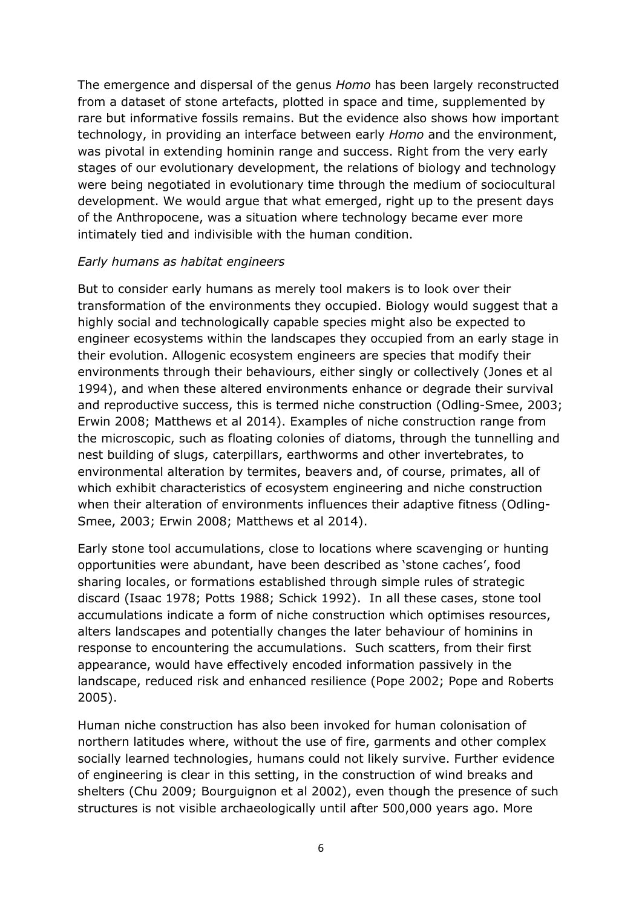The emergence and dispersal of the genus *Homo* has been largely reconstructed from a dataset of stone artefacts, plotted in space and time, supplemented by rare but informative fossils remains. But the evidence also shows how important technology, in providing an interface between early *Homo* and the environment, was pivotal in extending hominin range and success. Right from the very early stages of our evolutionary development, the relations of biology and technology were being negotiated in evolutionary time through the medium of sociocultural development. We would argue that what emerged, right up to the present days of the Anthropocene, was a situation where technology became ever more intimately tied and indivisible with the human condition.

*Early humans as habitat engineers*

But to consider early humans as merely tool makers is to look over their transformation of the environments they occupied. Biology would suggest that a highly social and technologically capable species might also be expected to engineer ecosystems within the landscapes they occupied from an early stage in their evolution. Allogenic ecosystem engineers are species that modify their environments through their behaviours, either singly or collectively (Jones et al 1994), and when these altered environments enhance or degrade their survival and reproductive success, this is termed niche construction (Odling-Smee, 2003; Erwin 2008; Matthews et al 2014). Examples of niche construction range from the microscopic, such as floating colonies of diatoms, through the tunnelling and nest building of slugs, caterpillars, earthworms and other invertebrates, to environmental alteration by termites, beavers and, of course, primates, all of which exhibit characteristics of ecosystem engineering and niche construction when their alteration of environments influences their adaptive fitness (Odling-Smee, 2003; Erwin 2008; Matthews et al 2014).

Early stone tool accumulations, close to locations where scavenging or hunting opportunities were abundant, have been described as 'stone caches', food sharing locales, or formations established through simple rules of strategic discard (Isaac 1978; Potts 1988; Schick 1992). In all these cases, stone tool accumulations indicate a form of niche construction which optimises resources, alters landscapes and potentially changes the later behaviour of hominins in response to encountering the accumulations. Such scatters, from their first appearance, would have effectively encoded information passively in the landscape, reduced risk and enhanced resilience (Pope 2002; Pope and Roberts 2005).

Human niche construction has also been invoked for human colonisation of northern latitudes where, without the use of fire, garments and other complex socially learned technologies, humans could not likely survive. Further evidence of engineering is clear in this setting, in the construction of wind breaks and shelters (Chu 2009; Bourguignon et al 2002), even though the presence of such structures is not visible archaeologically until after 500,000 years ago. More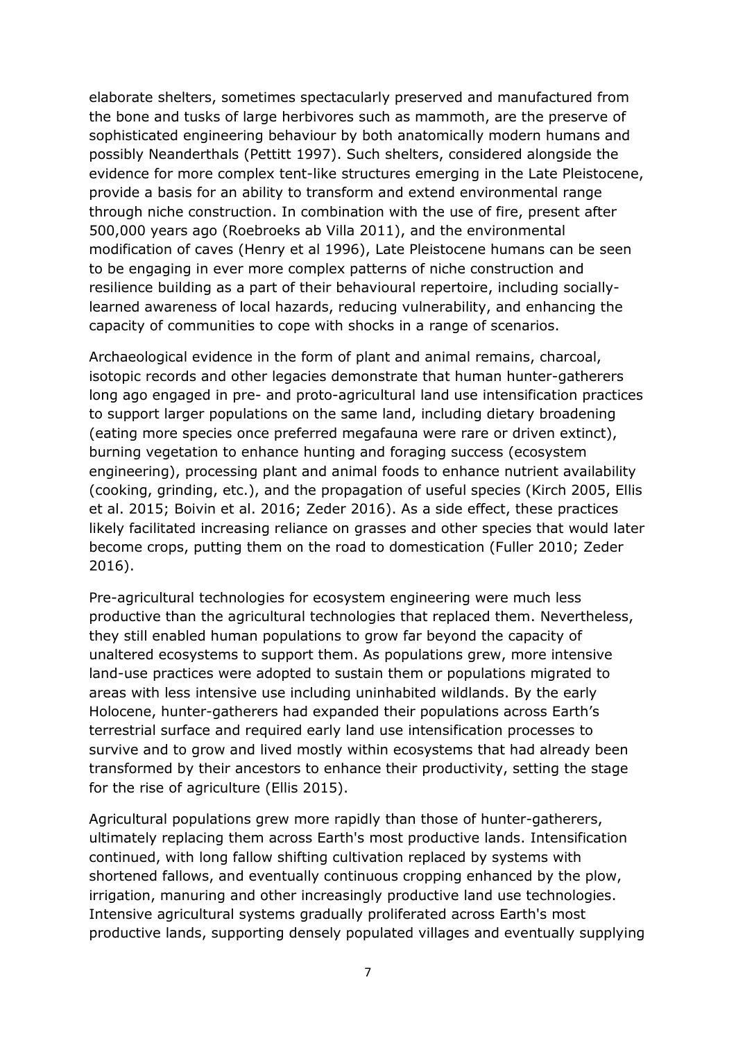elaborate shelters, sometimes spectacularly preserved and manufactured from the bone and tusks of large herbivores such as mammoth, are the preserve of sophisticated engineering behaviour by both anatomically modern humans and possibly Neanderthals (Pettitt 1997). Such shelters, considered alongside the evidence for more complex tent-like structures emerging in the Late Pleistocene, provide a basis for an ability to transform and extend environmental range through niche construction. In combination with the use of fire, present after 500,000 years ago (Roebroeks ab Villa 2011), and the environmental modification of caves (Henry et al 1996), Late Pleistocene humans can be seen to be engaging in ever more complex patterns of niche construction and resilience building as a part of their behavioural repertoire, including socially-learned awareness of local hazards, reducing vulnerability, and enhancing the capacity of communities to cope with shocks in a range of scenarios.

Archaeological evidence in the form of plant and animal remains, charcoal, isotopic records and other legacies demonstrate that human hunter-gatherers long ago engaged in pre- and proto-agricultural land use intensification practices to support larger populations on the same land, including dietary broadening (eating more species once preferred megafauna were rare or driven extinct), burning vegetation to enhance hunting and foraging success (ecosystem engineering), processing plant and animal foods to enhance nutrient availability (cooking, grinding, etc.), and the propagation of useful species (Kirch 2005, Ellis et al. 2015; Boivin et al. 2016; Zeder 2016). As a side effect, these practices likely facilitated increasing reliance on grasses and other species that would later become crops, putting them on the road to domestication (Fuller 2010; Zeder 2016).

Pre-agricultural technologies for ecosystem engineering were much less productive than the agricultural technologies that replaced them. Nevertheless, they still enabled human populations to grow far beyond the capacity of unaltered ecosystems to support them. As populations grew, more intensive land-use practices were adopted to sustain them or populations migrated to areas with less intensive use including uninhabited wildlands. By the early Holocene, hunter-gatherers had expanded their populations across Earth's terrestrial surface and required early land use intensification processes to survive and to grow and lived mostly within ecosystems that had already been transformed by their ancestors to enhance their productivity, setting the stage for the rise of agriculture (Ellis 2015).

Agricultural populations grew more rapidly than those of hunter-gatherers, ultimately replacing them across Earth's most productive lands. Intensification continued, with long fallow shifting cultivation replaced by systems with shortened fallows, and eventually continuous cropping enhanced by the plow, irrigation, manuring and other increasingly productive land use technologies. Intensive agricultural systems gradually proliferated across Earth's most productive lands, supporting densely populated villages and eventually supplying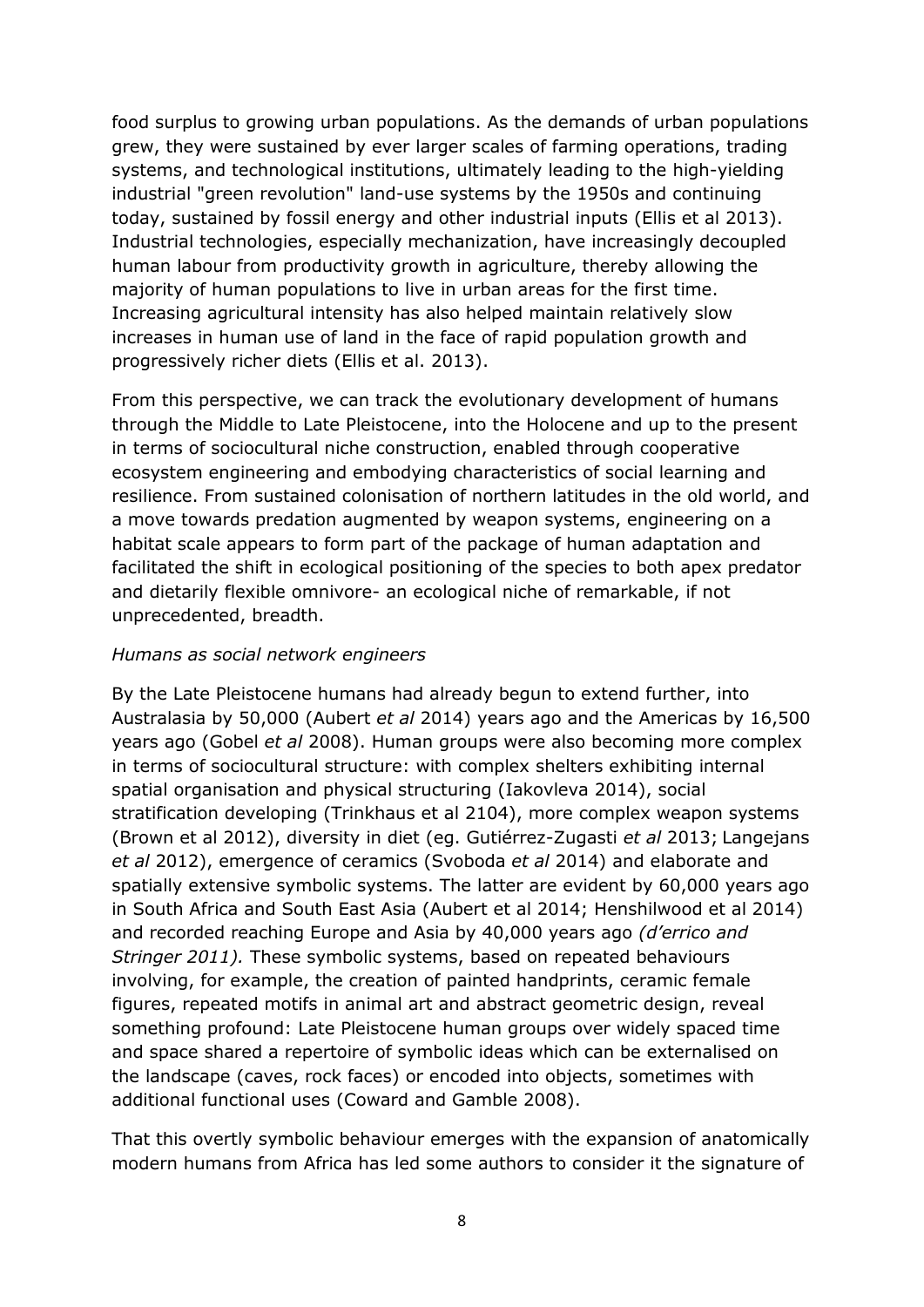food surplus to growing urban populations. As the demands of urban populations grew, they were sustained by ever larger scales of farming operations, trading systems, and technological institutions, ultimately leading to the high-yielding industrial "green revolution" land-use systems by the 1950s and continuing today, sustained by fossil energy and other industrial inputs (Ellis et al 2013). Industrial technologies, especially mechanization, have increasingly decoupled human labour from productivity growth in agriculture, thereby allowing the majority of human populations to live in urban areas for the first time. Increasing agricultural intensity has also helped maintain relatively slow increases in human use of land in the face of rapid population growth and progressively richer diets (Ellis et al. 2013).

From this perspective, we can track the evolutionary development of humans through the Middle to Late Pleistocene, into the Holocene and up to the present in terms of sociocultural niche construction, enabled through cooperative ecosystem engineering and embodying characteristics of social learning and resilience. From sustained colonisation of northern latitudes in the old world, and a move towards predation augmented by weapon systems, engineering on a habitat scale appears to form part of the package of human adaptation and facilitated the shift in ecological positioning of the species to both apex predator and dietarily flexible omnivore- an ecological niche of remarkable, if not unprecedented, breadth.

*Humans as social network engineers*

By the Late Pleistocene humans had already begun to extend further, into Australasia by 50,000 (Aubert *et al* 2014) years ago and the Americas by 16,500 years ago (Gobel *et al* 2008). Human groups were also becoming more complex in terms of sociocultural structure: with complex shelters exhibiting internal spatial organisation and physical structuring (Iakovleva 2014), social stratification developing (Trinkhaus et al 2104), more complex weapon systems (Brown et al 2012), diversity in diet (eg. Gutiérrez-Zugasti *et al* 2013; Langejans *et al* 2012), emergence of ceramics (Svoboda *et al* 2014) and elaborate and spatially extensive symbolic systems. The latter are evident by 60,000 years ago in South Africa and South East Asia (Aubert et al 2014; Henshilwood et al 2014) and recorded reaching Europe and Asia by 40,000 years ago *(d'errico and Stringer 2011).* These symbolic systems, based on repeated behaviours involving, for example, the creation of painted handprints, ceramic female figures, repeated motifs in animal art and abstract geometric design, reveal something profound: Late Pleistocene human groups over widely spaced time and space shared a repertoire of symbolic ideas which can be externalised on the landscape (caves, rock faces) or encoded into objects, sometimes with additional functional uses (Coward and Gamble 2008).

That this overtly symbolic behaviour emerges with the expansion of anatomically modern humans from Africa has led some authors to consider it the signature of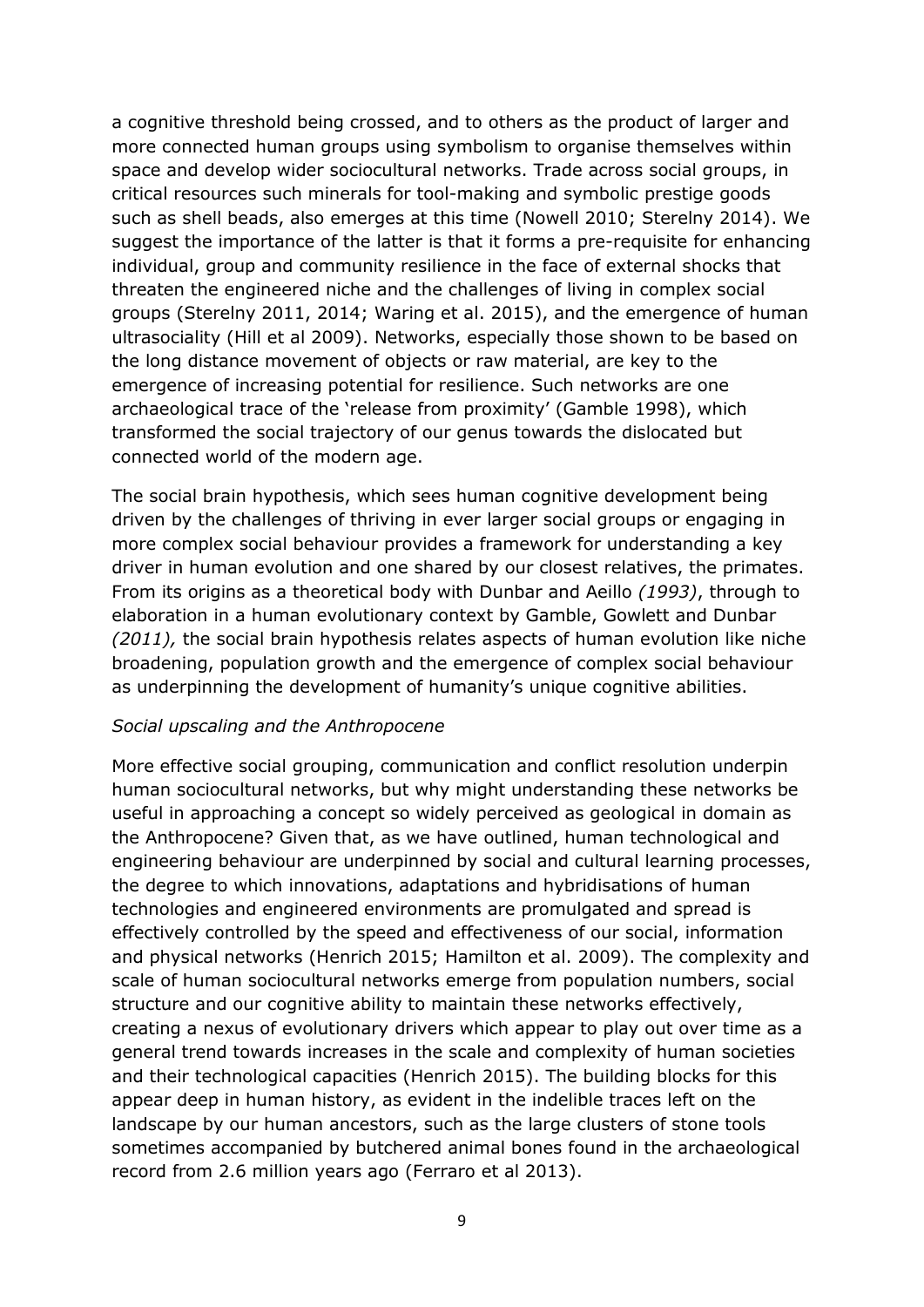a cognitive threshold being crossed, and to others as the product of larger and more connected human groups using symbolism to organise themselves within space and develop wider sociocultural networks. Trade across social groups, in critical resources such minerals for tool-making and symbolic prestige goods such as shell beads, also emerges at this time (Nowell 2010; Sterelny 2014). We suggest the importance of the latter is that it forms a pre-requisite for enhancing individual, group and community resilience in the face of external shocks that threaten the engineered niche and the challenges of living in complex social groups (Sterelny 2011, 2014; Waring et al. 2015), and the emergence of human ultrasociality (Hill et al 2009). Networks, especially those shown to be based on the long distance movement of objects or raw material, are key to the emergence of increasing potential for resilience. Such networks are one archaeological trace of the 'release from proximity' (Gamble 1998), which transformed the social trajectory of our genus towards the dislocated but connected world of the modern age.

The social brain hypothesis, which sees human cognitive development being driven by the challenges of thriving in ever larger social groups or engaging in more complex social behaviour provides a framework for understanding a key driver in human evolution and one shared by our closest relatives, the primates. From its origins as a theoretical body with Dunbar and Aeillo *(1993)*, through to elaboration in a human evolutionary context by Gamble, Gowlett and Dunbar *(2011),* the social brain hypothesis relates aspects of human evolution like niche broadening, population growth and the emergence of complex social behaviour as underpinning the development of humanity's unique cognitive abilities.

*Social upscaling and the Anthropocene*

More effective social grouping, communication and conflict resolution underpin human sociocultural networks, but why might understanding these networks be useful in approaching a concept so widely perceived as geological in domain as the Anthropocene? Given that, as we have outlined, human technological and engineering behaviour are underpinned by social and cultural learning processes, the degree to which innovations, adaptations and hybridisations of human technologies and engineered environments are promulgated and spread is effectively controlled by the speed and effectiveness of our social, information and physical networks (Henrich 2015; Hamilton et al. 2009). The complexity and scale of human sociocultural networks emerge from population numbers, social structure and our cognitive ability to maintain these networks effectively, creating a nexus of evolutionary drivers which appear to play out over time as a general trend towards increases in the scale and complexity of human societies and their technological capacities (Henrich 2015). The building blocks for this appear deep in human history, as evident in the indelible traces left on the landscape by our human ancestors, such as the large clusters of stone tools sometimes accompanied by butchered animal bones found in the archaeological record from 2.6 million years ago (Ferraro et al 2013).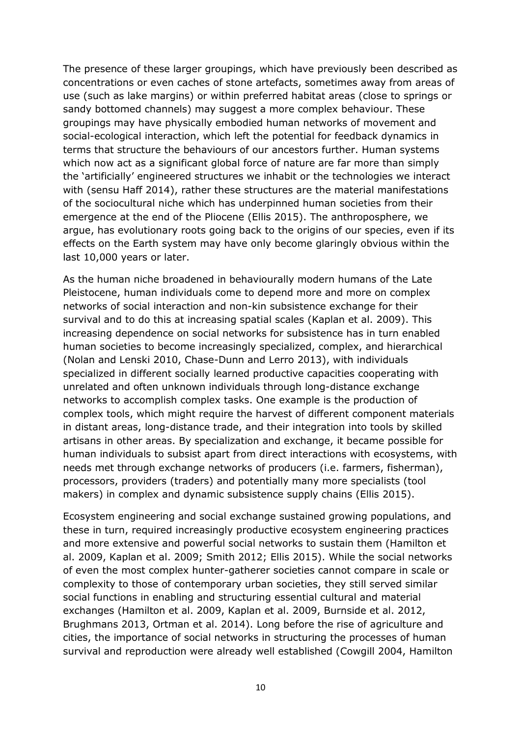The presence of these larger groupings, which have previously been described as concentrations or even caches of stone artefacts, sometimes away from areas of use (such as lake margins) or within preferred habitat areas (close to springs or sandy bottomed channels) may suggest a more complex behaviour. These groupings may have physically embodied human networks of movement and social-ecological interaction, which left the potential for feedback dynamics in terms that structure the behaviours of our ancestors further. Human systems which now act as a significant global force of nature are far more than simply the 'artificially' engineered structures we inhabit or the technologies we interact with (sensu Haff 2014), rather these structures are the material manifestations of the sociocultural niche which has underpinned human societies from their emergence at the end of the Pliocene (Ellis 2015). The anthroposphere, we argue, has evolutionary roots going back to the origins of our species, even if its effects on the Earth system may have only become glaringly obvious within the last 10,000 years or later.

As the human niche broadened in behaviourally modern humans of the Late Pleistocene, human individuals come to depend more and more on complex networks of social interaction and non-kin subsistence exchange for their survival and to do this at increasing spatial scales (Kaplan et al. 2009). This increasing dependence on social networks for subsistence has in turn enabled human societies to become increasingly specialized, complex, and hierarchical (Nolan and Lenski 2010, Chase-Dunn and Lerro 2013), with individuals specialized in different socially learned productive capacities cooperating with unrelated and often unknown individuals through long-distance exchange networks to accomplish complex tasks. One example is the production of complex tools, which might require the harvest of different component materials in distant areas, long-distance trade, and their integration into tools by skilled artisans in other areas. By specialization and exchange, it became possible for human individuals to subsist apart from direct interactions with ecosystems, with needs met through exchange networks of producers (i.e. farmers, fisherman), processors, providers (traders) and potentially many more specialists (tool makers) in complex and dynamic subsistence supply chains (Ellis 2015).

Ecosystem engineering and social exchange sustained growing populations, and these in turn, required increasingly productive ecosystem engineering practices and more extensive and powerful social networks to sustain them (Hamilton et al. 2009, Kaplan et al. 2009; Smith 2012; Ellis 2015). While the social networks of even the most complex hunter-gatherer societies cannot compare in scale or complexity to those of contemporary urban societies, they still served similar social functions in enabling and structuring essential cultural and material exchanges (Hamilton et al. 2009, Kaplan et al. 2009, Burnside et al. 2012, Brughmans 2013, Ortman et al. 2014). Long before the rise of agriculture and cities, the importance of social networks in structuring the processes of human survival and reproduction were already well established (Cowgill 2004, Hamilton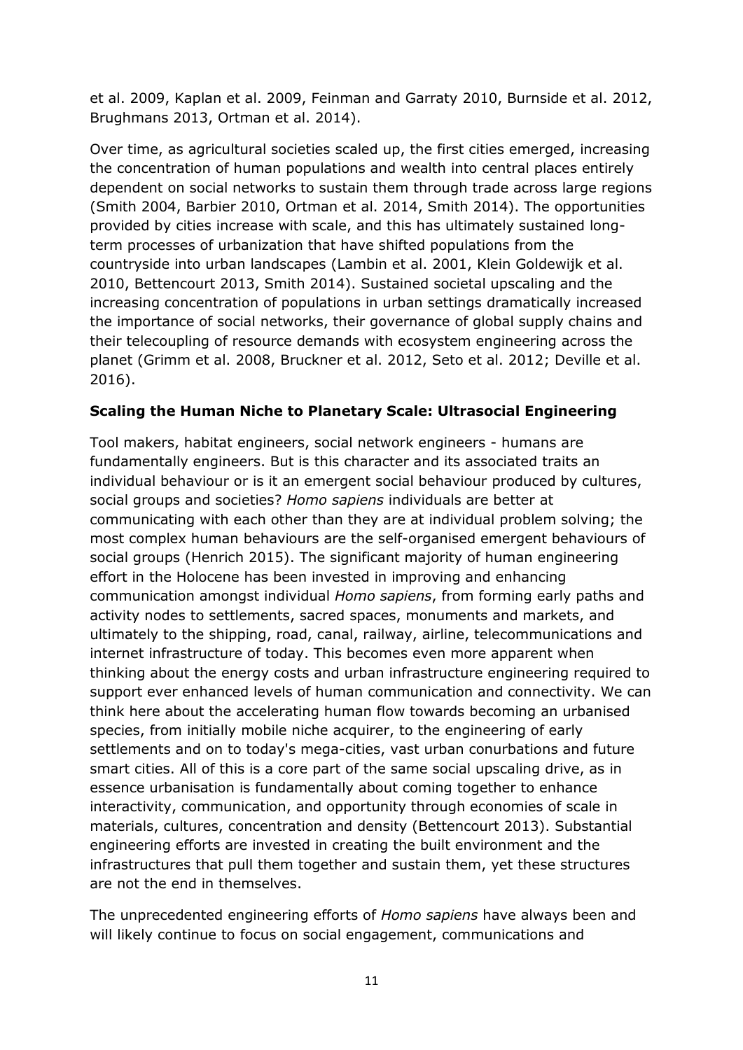et al. 2009, Kaplan et al. 2009, Feinman and Garraty 2010, Burnside et al. 2012, Brughmans 2013, Ortman et al. 2014).

Over time, as agricultural societies scaled up, the first cities emerged, increasing the concentration of human populations and wealth into central places entirely dependent on social networks to sustain them through trade across large regions (Smith 2004, Barbier 2010, Ortman et al. 2014, Smith 2014). The opportunities provided by cities increase with scale, and this has ultimately sustained long-term processes of urbanization that have shifted populations from the countryside into urban landscapes (Lambin et al. 2001, Klein Goldewijk et al. 2010, Bettencourt 2013, Smith 2014). Sustained societal upscaling and the increasing concentration of populations in urban settings dramatically increased the importance of social networks, their governance of global supply chains and their telecoupling of resource demands with ecosystem engineering across the planet (Grimm et al. 2008, Bruckner et al. 2012, Seto et al. 2012; Deville et al. 2016).

**Scaling the Human Niche to Planetary Scale: Ultrasocial Engineering**

Tool makers, habitat engineers, social network engineers - humans are fundamentally engineers. But is this character and its associated traits an individual behaviour or is it an emergent social behaviour produced by cultures, social groups and societies? *Homo sapiens* individuals are better at communicating with each other than they are at individual problem solving; the most complex human behaviours are the self-organised emergent behaviours of social groups (Henrich 2015). The significant majority of human engineering effort in the Holocene has been invested in improving and enhancing communication amongst individual *Homo sapiens*, from forming early paths and activity nodes to settlements, sacred spaces, monuments and markets, and ultimately to the shipping, road, canal, railway, airline, telecommunications and internet infrastructure of today. This becomes even more apparent when thinking about the energy costs and urban infrastructure engineering required to support ever enhanced levels of human communication and connectivity. We can think here about the accelerating human flow towards becoming an urbanised species, from initially mobile niche acquirer, to the engineering of early settlements and on to today's mega-cities, vast urban conurbations and future smart cities. All of this is a core part of the same social upscaling drive, as in essence urbanisation is fundamentally about coming together to enhance interactivity, communication, and opportunity through economies of scale in materials, cultures, concentration and density (Bettencourt 2013). Substantial engineering efforts are invested in creating the built environment and the infrastructures that pull them together and sustain them, yet these structures are not the end in themselves.

The unprecedented engineering efforts of *Homo sapiens* have always been and will likely continue to focus on social engagement, communications and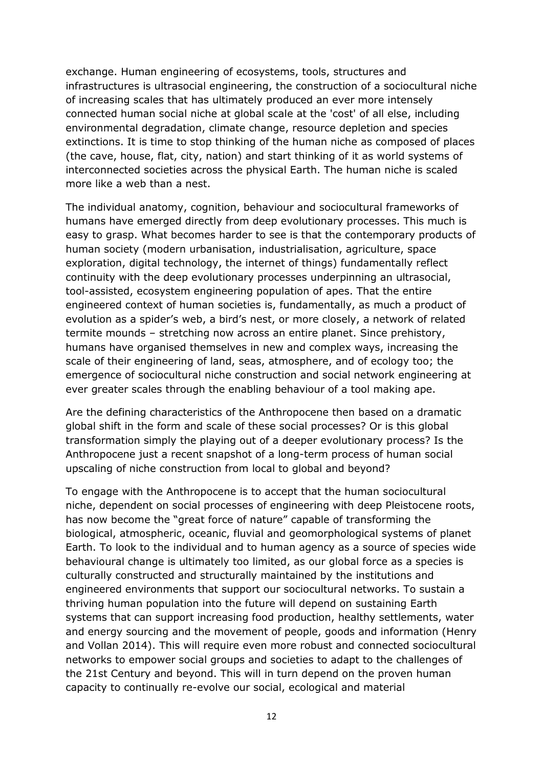exchange. Human engineering of ecosystems, tools, structures and infrastructures is ultrasocial engineering, the construction of a sociocultural niche of increasing scales that has ultimately produced an ever more intensely connected human social niche at global scale at the 'cost' of all else, including environmental degradation, climate change, resource depletion and species extinctions. It is time to stop thinking of the human niche as composed of places (the cave, house, flat, city, nation) and start thinking of it as world systems of interconnected societies across the physical Earth. The human niche is scaled more like a web than a nest.

The individual anatomy, cognition, behaviour and sociocultural frameworks of humans have emerged directly from deep evolutionary processes. This much is easy to grasp. What becomes harder to see is that the contemporary products of human society (modern urbanisation, industrialisation, agriculture, space exploration, digital technology, the internet of things) fundamentally reflect continuity with the deep evolutionary processes underpinning an ultrasocial, tool-assisted, ecosystem engineering population of apes. That the entire engineered context of human societies is, fundamentally, as much a product of evolution as a spider's web, a bird's nest, or more closely, a network of related termite mounds – stretching now across an entire planet. Since prehistory, humans have organised themselves in new and complex ways, increasing the scale of their engineering of land, seas, atmosphere, and of ecology too; the emergence of sociocultural niche construction and social network engineering at ever greater scales through the enabling behaviour of a tool making ape.

Are the defining characteristics of the Anthropocene then based on a dramatic global shift in the form and scale of these social processes? Or is this global transformation simply the playing out of a deeper evolutionary process? Is the Anthropocene just a recent snapshot of a long-term process of human social upscaling of niche construction from local to global and beyond?

To engage with the Anthropocene is to accept that the human sociocultural niche, dependent on social processes of engineering with deep Pleistocene roots, has now become the "great force of nature" capable of transforming the biological, atmospheric, oceanic, fluvial and geomorphological systems of planet Earth. To look to the individual and to human agency as a source of species wide behavioural change is ultimately too limited, as our global force as a species is culturally constructed and structurally maintained by the institutions and engineered environments that support our sociocultural networks. To sustain a thriving human population into the future will depend on sustaining Earth systems that can support increasing food production, healthy settlements, water and energy sourcing and the movement of people, goods and information (Henry and Vollan 2014). This will require even more robust and connected sociocultural networks to empower social groups and societies to adapt to the challenges of the 21st Century and beyond. This will in turn depend on the proven human capacity to continually re-evolve our social, ecological and material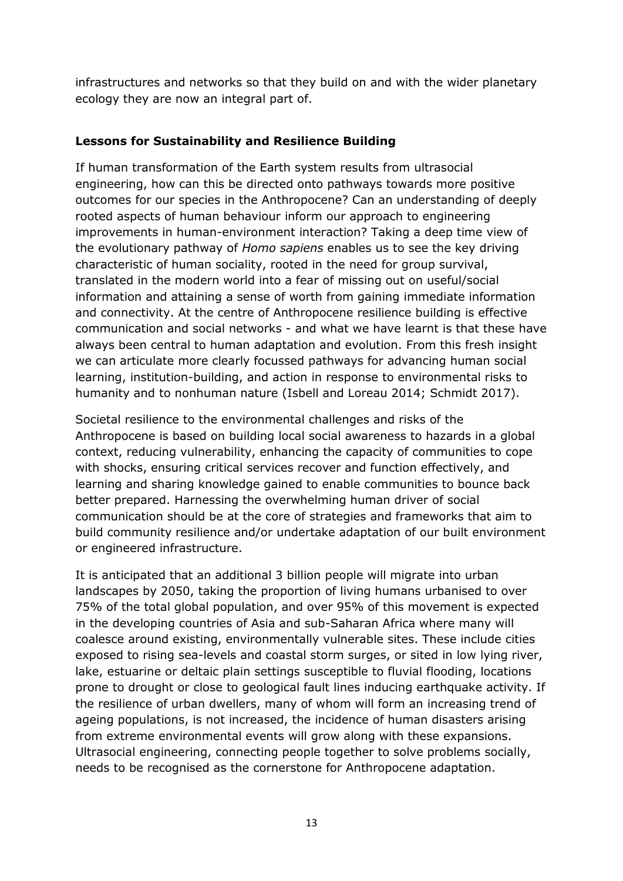infrastructures and networks so that they build on and with the wider planetary ecology they are now an integral part of.

**Lessons for Sustainability and Resilience Building**

If human transformation of the Earth system results from ultrasocial engineering, how can this be directed onto pathways towards more positive outcomes for our species in the Anthropocene? Can an understanding of deeply rooted aspects of human behaviour inform our approach to engineering improvements in human-environment interaction? Taking a deep time view of the evolutionary pathway of *Homo sapiens* enables us to see the key driving characteristic of human sociality, rooted in the need for group survival, translated in the modern world into a fear of missing out on useful/social information and attaining a sense of worth from gaining immediate information and connectivity. At the centre of Anthropocene resilience building is effective communication and social networks - and what we have learnt is that these have always been central to human adaptation and evolution. From this fresh insight we can articulate more clearly focussed pathways for advancing human social learning, institution-building, and action in response to environmental risks to humanity and to nonhuman nature (Isbell and Loreau 2014; Schmidt 2017).

Societal resilience to the environmental challenges and risks of the Anthropocene is based on building local social awareness to hazards in a global context, reducing vulnerability, enhancing the capacity of communities to cope with shocks, ensuring critical services recover and function effectively, and learning and sharing knowledge gained to enable communities to bounce back better prepared. Harnessing the overwhelming human driver of social communication should be at the core of strategies and frameworks that aim to build community resilience and/or undertake adaptation of our built environment or engineered infrastructure.

It is anticipated that an additional 3 billion people will migrate into urban landscapes by 2050, taking the proportion of living humans urbanised to over 75% of the total global population, and over 95% of this movement is expected in the developing countries of Asia and sub-Saharan Africa where many will coalesce around existing, environmentally vulnerable sites. These include cities exposed to rising sea-levels and coastal storm surges, or sited in low lying river, lake, estuarine or deltaic plain settings susceptible to fluvial flooding, locations prone to drought or close to geological fault lines inducing earthquake activity. If the resilience of urban dwellers, many of whom will form an increasing trend of ageing populations, is not increased, the incidence of human disasters arising from extreme environmental events will grow along with these expansions. Ultrasocial engineering, connecting people together to solve problems socially, needs to be recognised as the cornerstone for Anthropocene adaptation.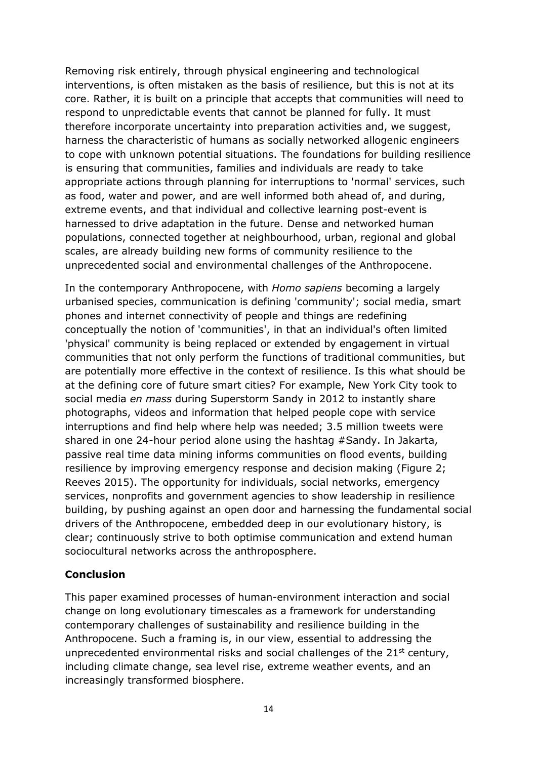Removing risk entirely, through physical engineering and technological interventions, is often mistaken as the basis of resilience, but this is not at its core. Rather, it is built on a principle that accepts that communities will need to respond to unpredictable events that cannot be planned for fully. It must therefore incorporate uncertainty into preparation activities and, we suggest, harness the characteristic of humans as socially networked allogenic engineers to cope with unknown potential situations. The foundations for building resilience is ensuring that communities, families and individuals are ready to take appropriate actions through planning for interruptions to 'normal' services, such as food, water and power, and are well informed both ahead of, and during, extreme events, and that individual and collective learning post-event is harnessed to drive adaptation in the future. Dense and networked human populations, connected together at neighbourhood, urban, regional and global scales, are already building new forms of community resilience to the unprecedented social and environmental challenges of the Anthropocene.

In the contemporary Anthropocene, with *Homo sapiens* becoming a largely urbanised species, communication is defining 'community'; social media, smart phones and internet connectivity of people and things are redefining conceptually the notion of 'communities', in that an individual's often limited 'physical' community is being replaced or extended by engagement in virtual communities that not only perform the functions of traditional communities, but are potentially more effective in the context of resilience. Is this what should be at the defining core of future smart cities? For example, New York City took to social media *en mass* during Superstorm Sandy in 2012 to instantly share photographs, videos and information that helped people cope with service interruptions and find help where help was needed; 3.5 million tweets were shared in one 24-hour period alone using the hashtag #Sandy. In Jakarta, passive real time data mining informs communities on flood events, building resilience by improving emergency response and decision making (Figure 2; Reeves 2015). The opportunity for individuals, social networks, emergency services, nonprofits and government agencies to show leadership in resilience building, by pushing against an open door and harnessing the fundamental social drivers of the Anthropocene, embedded deep in our evolutionary history, is clear; continuously strive to both optimise communication and extend human sociocultural networks across the anthroposphere.

## Conclusion

This paper examined processes of human-environment interaction and social change on long evolutionary timescales as a framework for understanding contemporary challenges of sustainability and resilience building in the Anthropocene. Such a framing is, in our view, essential to addressing the unprecedented environmental risks and social challenges of the 21st century, including climate change, sea level rise, extreme weather events, and an increasingly transformed biosphere.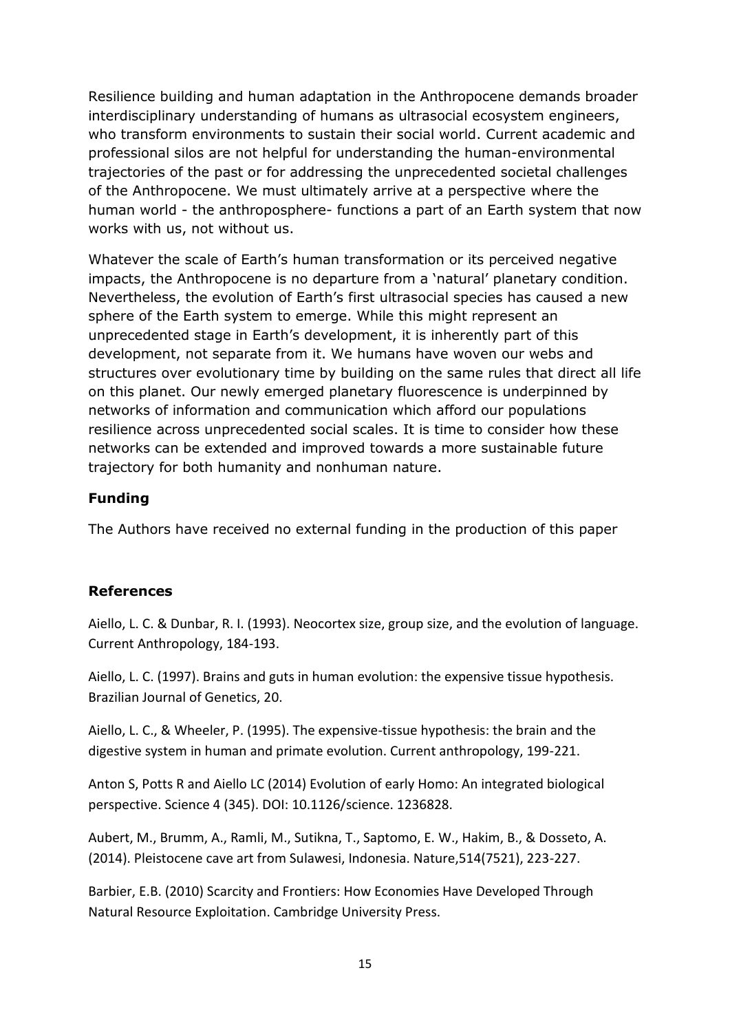Resilience building and human adaptation in the Anthropocene demands broader interdisciplinary understanding of humans as ultrasocial ecosystem engineers, who transform environments to sustain their social world. Current academic and professional silos are not helpful for understanding the human-environmental trajectories of the past or for addressing the unprecedented societal challenges of the Anthropocene. We must ultimately arrive at a perspective where the human world - the anthroposphere- functions a part of an Earth system that now works with us, not without us.

Whatever the scale of Earth's human transformation or its perceived negative impacts, the Anthropocene is no departure from a 'natural' planetary condition. Nevertheless, the evolution of Earth's first ultrasocial species has caused a new sphere of the Earth system to emerge. While this might represent an unprecedented stage in Earth's development, it is inherently part of this development, not separate from it. We humans have woven our webs and structures over evolutionary time by building on the same rules that direct all life on this planet. Our newly emerged planetary fluorescence is underpinned by networks of information and communication which afford our populations resilience across unprecedented social scales. It is time to consider how these networks can be extended and improved towards a more sustainable future trajectory for both humanity and nonhuman nature.

## Funding

The Authors have received no external funding in the production of this paper

## References

Aiello, L. C. & Dunbar, R. I. (1993). Neocortex size, group size, and the evolution of language. Current Anthropology, 184-193.

Aiello, L. C. (1997). Brains and guts in human evolution: the expensive tissue hypothesis. Brazilian Journal of Genetics, 20.

Aiello, L. C., & Wheeler, P. (1995). The expensive-tissue hypothesis: the brain and the digestive system in human and primate evolution. Current anthropology, 199-221.

Anton S, Potts R and Aiello LC (2014) Evolution of early Homo: An integrated biological perspective. Science 4 (345). DOI: 10.1126/science. 1236828.

Aubert, M., Brumm, A., Ramli, M., Sutikna, T., Saptomo, E. W., Hakim, B., & Dosseto, A. (2014). Pleistocene cave art from Sulawesi, Indonesia. Nature,514(7521), 223-227.

Barbier, E.B. (2010) Scarcity and Frontiers: How Economies Have Developed Through Natural Resource Exploitation. Cambridge University Press.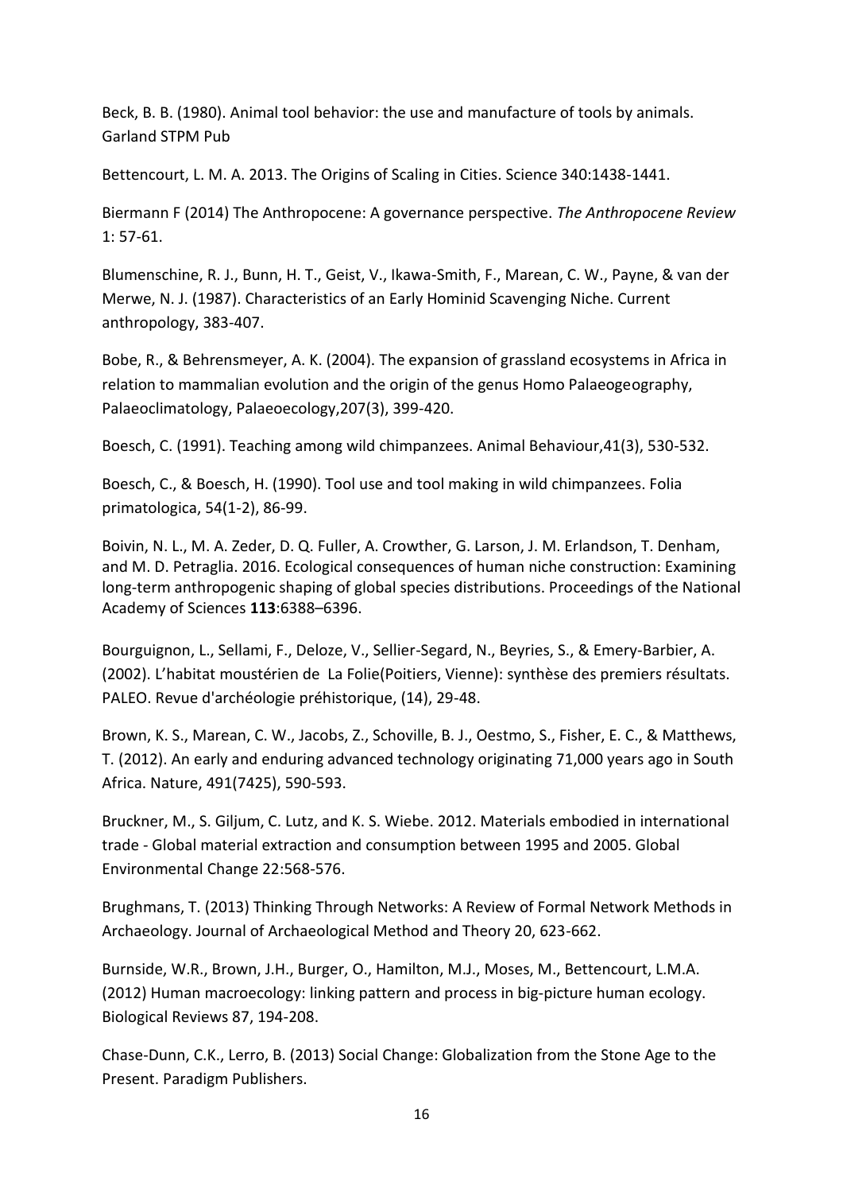Beck, B. B. (1980). Animal tool behavior: the use and manufacture of tools by animals. Garland STPM Pub

Bettencourt, L. M. A. 2013. The Origins of Scaling in Cities. Science 340:1438-1441.

Biermann F (2014) The Anthropocene: A governance perspective. *The Anthropocene Review* 1: 57-61.

Blumenschine, R. J., Bunn, H. T., Geist, V., Ikawa-Smith, F., Marean, C. W., Payne, & van der Merwe, N. J. (1987). Characteristics of an Early Hominid Scavenging Niche. Current anthropology, 383-407.

Bobe, R., & Behrensmeyer, A. K. (2004). The expansion of grassland ecosystems in Africa in relation to mammalian evolution and the origin of the genus Homo Palaeogeography, Palaeoclimatology, Palaeoecology,207(3), 399-420.

Boesch, C. (1991). Teaching among wild chimpanzees. Animal Behaviour,41(3), 530-532.

Boesch, C., & Boesch, H. (1990). Tool use and tool making in wild chimpanzees. Folia primatologica, 54(1-2), 86-99.

Boivin, N. L., M. A. Zeder, D. Q. Fuller, A. Crowther, G. Larson, J. M. Erlandson, T. Denham, and M. D. Petraglia. 2016. Ecological consequences of human niche construction: Examining long-term anthropogenic shaping of global species distributions. Proceedings of the National Academy of Sciences **113**:6388–6396.

Bourguignon, L., Sellami, F., Deloze, V., Sellier-Segard, N., Beyries, S., & Emery-Barbier, A. (2002). L'habitat moustérien de La Folie(Poitiers, Vienne): synthèse des premiers résultats. PALEO. Revue d'archéologie préhistorique, (14), 29-48.

Brown, K. S., Marean, C. W., Jacobs, Z., Schoville, B. J., Oestmo, S., Fisher, E. C., & Matthews, T. (2012). An early and enduring advanced technology originating 71,000 years ago in South Africa. Nature, 491(7425), 590-593.

Bruckner, M., S. Giljum, C. Lutz, and K. S. Wiebe. 2012. Materials embodied in international trade - Global material extraction and consumption between 1995 and 2005. Global Environmental Change 22:568-576.

Brughmans, T. (2013) Thinking Through Networks: A Review of Formal Network Methods in Archaeology. Journal of Archaeological Method and Theory 20, 623-662.

Burnside, W.R., Brown, J.H., Burger, O., Hamilton, M.J., Moses, M., Bettencourt, L.M.A. (2012) Human macroecology: linking pattern and process in big-picture human ecology. Biological Reviews 87, 194-208.

Chase-Dunn, C.K., Lerro, B. (2013) Social Change: Globalization from the Stone Age to the Present. Paradigm Publishers.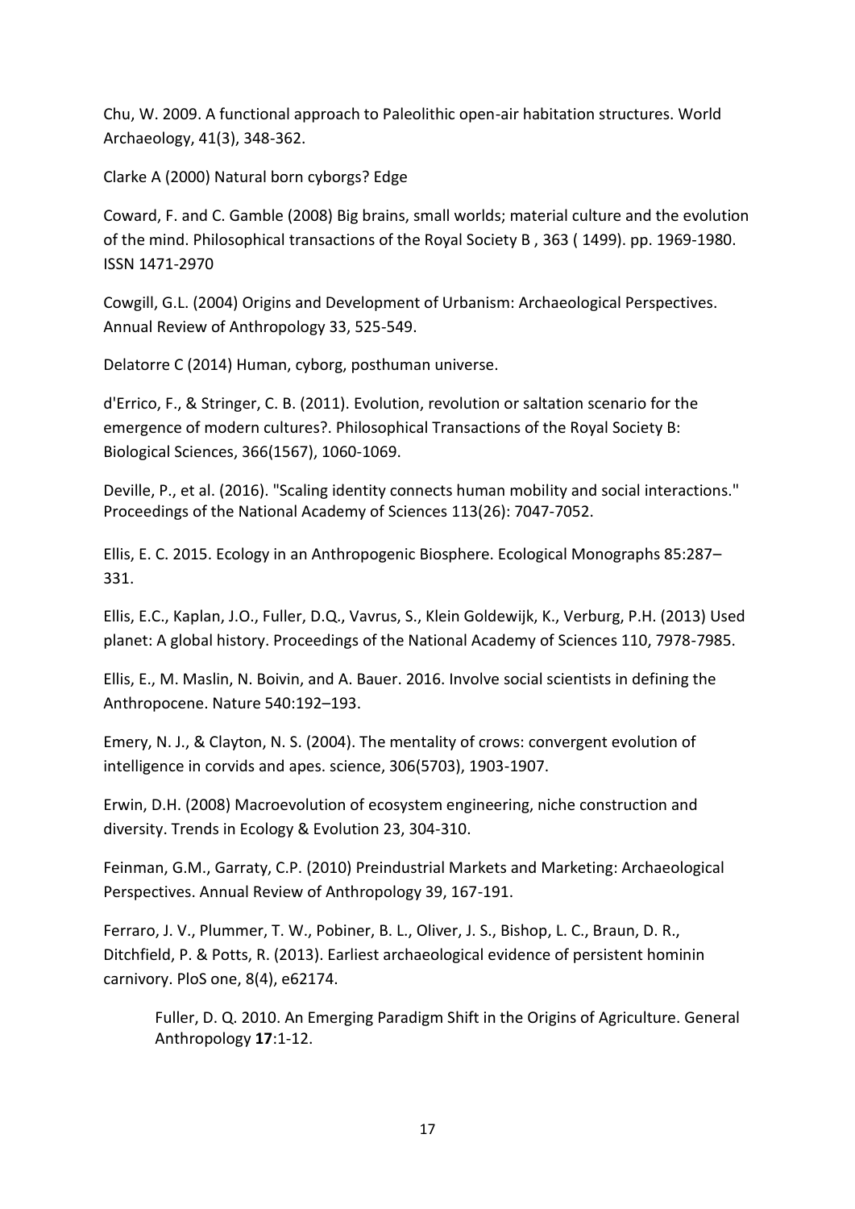Chu, W. 2009. A functional approach to Paleolithic open-air habitation structures. World Archaeology, 41(3), 348-362.

Clarke A (2000) Natural born cyborgs? Edge

Coward, F. and C. Gamble (2008) Big brains, small worlds; material culture and the evolution of the mind. Philosophical transactions of the Royal Society B , 363 ( 1499). pp. 1969-1980. ISSN 1471-2970

Cowgill, G.L. (2004) Origins and Development of Urbanism: Archaeological Perspectives. Annual Review of Anthropology 33, 525-549.

Delatorre C (2014) Human, cyborg, posthuman universe.

d'Errico, F., & Stringer, C. B. (2011). Evolution, revolution or saltation scenario for the emergence of modern cultures?. Philosophical Transactions of the Royal Society B: Biological Sciences, 366(1567), 1060-1069.

Deville, P., et al. (2016). "Scaling identity connects human mobility and social interactions." Proceedings of the National Academy of Sciences 113(26): 7047-7052.

Ellis, E. C. 2015. Ecology in an Anthropogenic Biosphere. Ecological Monographs 85:287–331.

Ellis, E.C., Kaplan, J.O., Fuller, D.Q., Vavrus, S., Klein Goldewijk, K., Verburg, P.H. (2013) Used planet: A global history. Proceedings of the National Academy of Sciences 110, 7978-7985.

Ellis, E., M. Maslin, N. Boivin, and A. Bauer. 2016. Involve social scientists in defining the Anthropocene. Nature 540:192–193.

Emery, N. J., & Clayton, N. S. (2004). The mentality of crows: convergent evolution of intelligence in corvids and apes. science, 306(5703), 1903-1907.

Erwin, D.H. (2008) Macroevolution of ecosystem engineering, niche construction and diversity. Trends in Ecology & Evolution 23, 304-310.

Feinman, G.M., Garraty, C.P. (2010) Preindustrial Markets and Marketing: Archaeological Perspectives. Annual Review of Anthropology 39, 167-191.

Ferraro, J. V., Plummer, T. W., Pobiner, B. L., Oliver, J. S., Bishop, L. C., Braun, D. R., Ditchfield, P. & Potts, R. (2013). Earliest archaeological evidence of persistent hominin carnivory. PloS one, 8(4), e62174.

Fuller, D. Q. 2010. An Emerging Paradigm Shift in the Origins of Agriculture. General Anthropology **17**:1-12.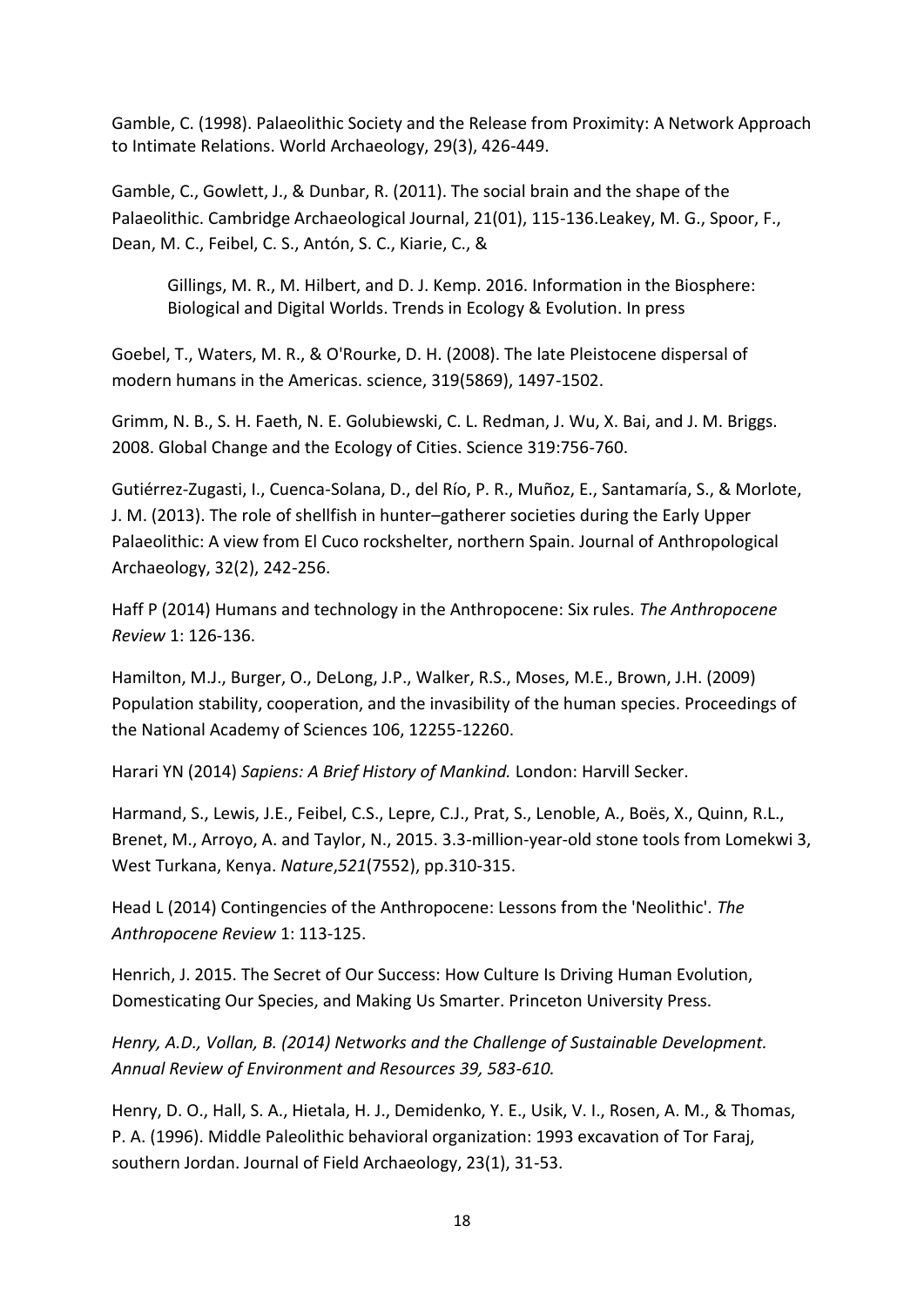Gamble, C. (1998). Palaeolithic Society and the Release from Proximity: A Network Approach to Intimate Relations. World Archaeology, 29(3), 426-449.

Gamble, C., Gowlett, J., & Dunbar, R. (2011). The social brain and the shape of the Palaeolithic. Cambridge Archaeological Journal, 21(01), 115-136.Leakey, M. G., Spoor, F., Dean, M. C., Feibel, C. S., Antón, S. C., Kiarie, C., &

Gillings, M. R., M. Hilbert, and D. J. Kemp. 2016. Information in the Biosphere: Biological and Digital Worlds. Trends in Ecology & Evolution. In press

Goebel, T., Waters, M. R., & O'Rourke, D. H. (2008). The late Pleistocene dispersal of modern humans in the Americas. science, 319(5869), 1497-1502.

Grimm, N. B., S. H. Faeth, N. E. Golubiewski, C. L. Redman, J. Wu, X. Bai, and J. M. Briggs. 2008. Global Change and the Ecology of Cities. Science 319:756-760.

Gutiérrez-Zugasti, I., Cuenca-Solana, D., del Río, P. R., Muñoz, E., Santamaría, S., & Morlote, J. M. (2013). The role of shellfish in hunter–gatherer societies during the Early Upper Palaeolithic: A view from El Cuco rockshelter, northern Spain. Journal of Anthropological Archaeology, 32(2), 242-256.

Haff P (2014) Humans and technology in the Anthropocene: Six rules. *The Anthropocene Review* 1: 126-136.

Hamilton, M.J., Burger, O., DeLong, J.P., Walker, R.S., Moses, M.E., Brown, J.H. (2009) Population stability, cooperation, and the invasibility of the human species. Proceedings of the National Academy of Sciences 106, 12255-12260.

Harari YN (2014) *Sapiens: A Brief History of Mankind.* London: Harvill Secker.

Harmand, S., Lewis, J.E., Feibel, C.S., Lepre, C.J., Prat, S., Lenoble, A., Boës, X., Quinn, R.L., Brenet, M., Arroyo, A. and Taylor, N., 2015. 3.3-million-year-old stone tools from Lomekwi 3, West Turkana, Kenya. *Nature*,*521*(7552), pp.310-315.

Head L (2014) Contingencies of the Anthropocene: Lessons from the 'Neolithic'. *The Anthropocene Review* 1: 113-125.

Henrich, J. 2015. The Secret of Our Success: How Culture Is Driving Human Evolution, Domesticating Our Species, and Making Us Smarter. Princeton University Press.

*Henry, A.D., Vollan, B. (2014) Networks and the Challenge of Sustainable Development. Annual Review of Environment and Resources 39, 583-610.*

Henry, D. O., Hall, S. A., Hietala, H. J., Demidenko, Y. E., Usik, V. I., Rosen, A. M., & Thomas, P. A. (1996). Middle Paleolithic behavioral organization: 1993 excavation of Tor Faraj, southern Jordan. Journal of Field Archaeology, 23(1), 31-53.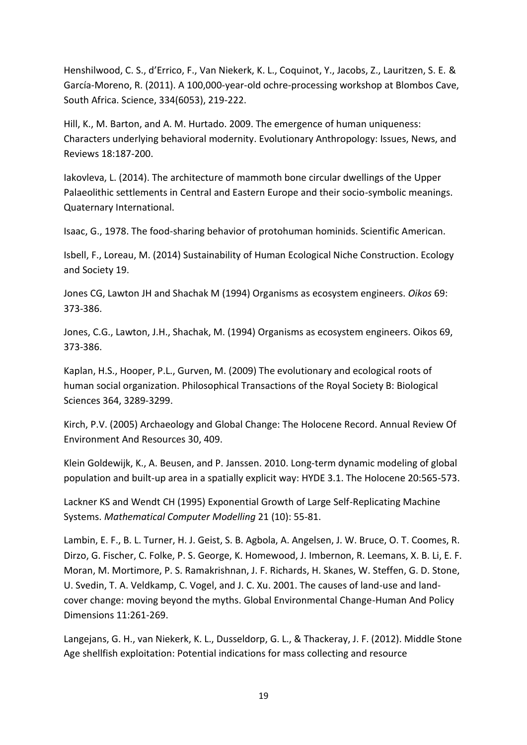Henshilwood, C. S., d'Errico, F., Van Niekerk, K. L., Coquinot, Y., Jacobs, Z., Lauritzen, S. E. & García-Moreno, R. (2011). A 100,000-year-old ochre-processing workshop at Blombos Cave, South Africa. Science, 334(6053), 219-222.

Hill, K., M. Barton, and A. M. Hurtado. 2009. The emergence of human uniqueness: Characters underlying behavioral modernity. Evolutionary Anthropology: Issues, News, and Reviews 18:187-200.

Iakovleva, L. (2014). The architecture of mammoth bone circular dwellings of the Upper Palaeolithic settlements in Central and Eastern Europe and their socio-symbolic meanings. Quaternary International.

Isaac, G., 1978. The food-sharing behavior of protohuman hominids. Scientific American.

Isbell, F., Loreau, M. (2014) Sustainability of Human Ecological Niche Construction. Ecology and Society 19.

Jones CG, Lawton JH and Shachak M (1994) Organisms as ecosystem engineers. *Oikos* 69: 373-386.

Jones, C.G., Lawton, J.H., Shachak, M. (1994) Organisms as ecosystem engineers. Oikos 69, 373-386.

Kaplan, H.S., Hooper, P.L., Gurven, M. (2009) The evolutionary and ecological roots of human social organization. Philosophical Transactions of the Royal Society B: Biological Sciences 364, 3289-3299.

Kirch, P.V. (2005) Archaeology and Global Change: The Holocene Record. Annual Review Of Environment And Resources 30, 409.

Klein Goldewijk, K., A. Beusen, and P. Janssen. 2010. Long-term dynamic modeling of global population and built-up area in a spatially explicit way: HYDE 3.1. The Holocene 20:565-573.

Lackner KS and Wendt CH (1995) Exponential Growth of Large Self-Replicating Machine Systems. *Mathematical Computer Modelling* 21 (10): 55-81.

Lambin, E. F., B. L. Turner, H. J. Geist, S. B. Agbola, A. Angelsen, J. W. Bruce, O. T. Coomes, R. Dirzo, G. Fischer, C. Folke, P. S. George, K. Homewood, J. Imbernon, R. Leemans, X. B. Li, E. F. Moran, M. Mortimore, P. S. Ramakrishnan, J. F. Richards, H. Skanes, W. Steffen, G. D. Stone, U. Svedin, T. A. Veldkamp, C. Vogel, and J. C. Xu. 2001. The causes of land-use and land-cover change: moving beyond the myths. Global Environmental Change-Human And Policy Dimensions 11:261-269.

Langejans, G. H., van Niekerk, K. L., Dusseldorp, G. L., & Thackeray, J. F. (2012). Middle Stone Age shellfish exploitation: Potential indications for mass collecting and resource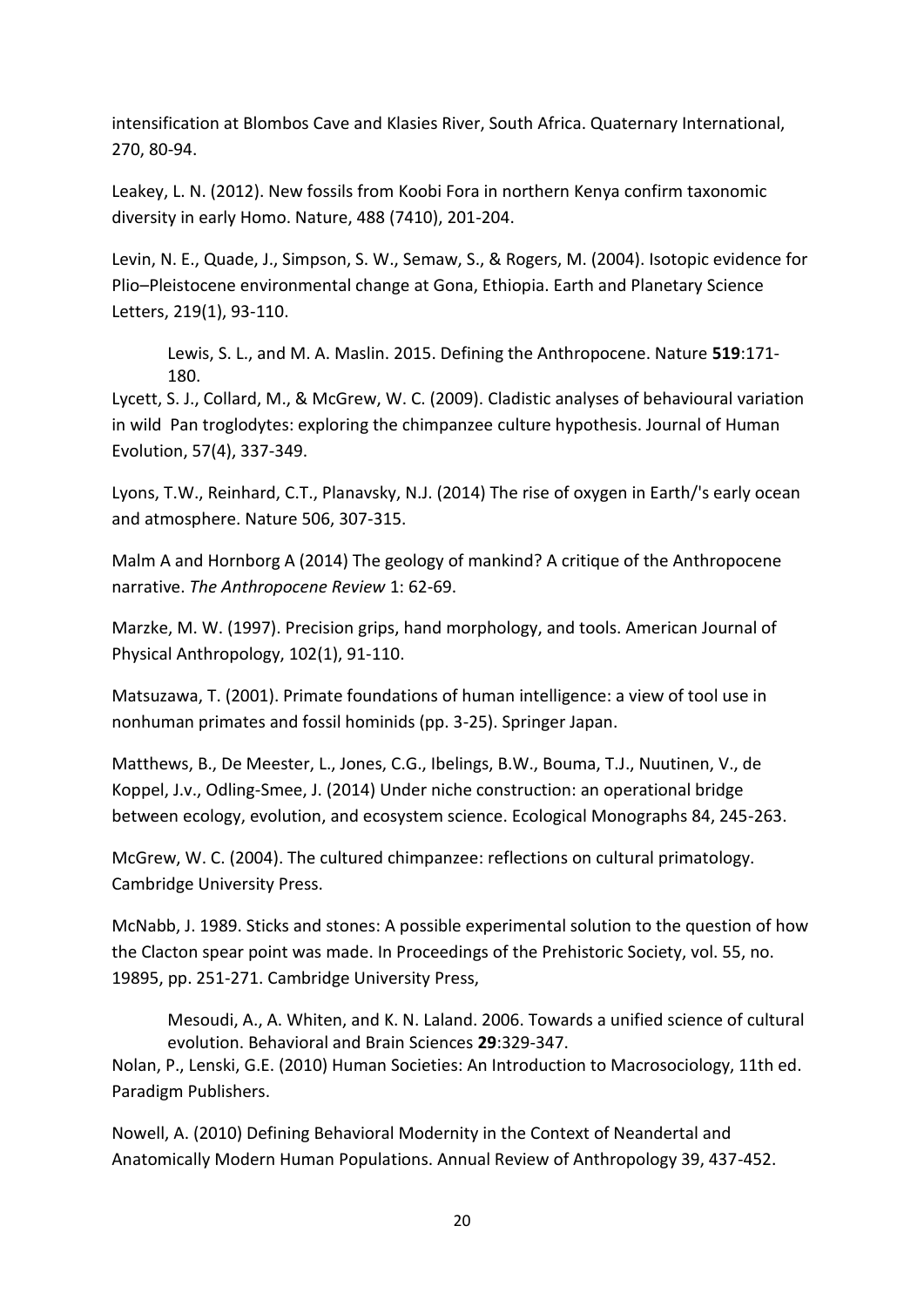intensification at Blombos Cave and Klasies River, South Africa. Quaternary International, 270, 80-94.

Leakey, L. N. (2012). New fossils from Koobi Fora in northern Kenya confirm taxonomic diversity in early Homo. Nature, 488 (7410), 201-204.

Levin, N. E., Quade, J., Simpson, S. W., Semaw, S., & Rogers, M. (2004). Isotopic evidence for Plio–Pleistocene environmental change at Gona, Ethiopia. Earth and Planetary Science Letters, 219(1), 93-110.

Lewis, S. L., and M. A. Maslin. 2015. Defining the Anthropocene. Nature **519**:171-180.

Lycett, S. J., Collard, M., & McGrew, W. C. (2009). Cladistic analyses of behavioural variation in wild Pan troglodytes: exploring the chimpanzee culture hypothesis. Journal of Human Evolution, 57(4), 337-349.

Lyons, T.W., Reinhard, C.T., Planavsky, N.J. (2014) The rise of oxygen in Earth/'s early ocean and atmosphere. Nature 506, 307-315.

Malm A and Hornborg A (2014) The geology of mankind? A critique of the Anthropocene narrative. *The Anthropocene Review* 1: 62-69.

Marzke, M. W. (1997). Precision grips, hand morphology, and tools. American Journal of Physical Anthropology, 102(1), 91-110.

Matsuzawa, T. (2001). Primate foundations of human intelligence: a view of tool use in nonhuman primates and fossil hominids (pp. 3-25). Springer Japan.

Matthews, B., De Meester, L., Jones, C.G., Ibelings, B.W., Bouma, T.J., Nuutinen, V., de Koppel, J.v., Odling-Smee, J. (2014) Under niche construction: an operational bridge between ecology, evolution, and ecosystem science. Ecological Monographs 84, 245-263.

McGrew, W. C. (2004). The cultured chimpanzee: reflections on cultural primatology. Cambridge University Press.

McNabb, J. 1989. Sticks and stones: A possible experimental solution to the question of how the Clacton spear point was made. In Proceedings of the Prehistoric Society, vol. 55, no. 19895, pp. 251-271. Cambridge University Press,

Mesoudi, A., A. Whiten, and K. N. Laland. 2006. Towards a unified science of cultural evolution. Behavioral and Brain Sciences **29**:329-347.

Nolan, P., Lenski, G.E. (2010) Human Societies: An Introduction to Macrosociology, 11th ed. Paradigm Publishers.

Nowell, A. (2010) Defining Behavioral Modernity in the Context of Neandertal and Anatomically Modern Human Populations. Annual Review of Anthropology 39, 437-452.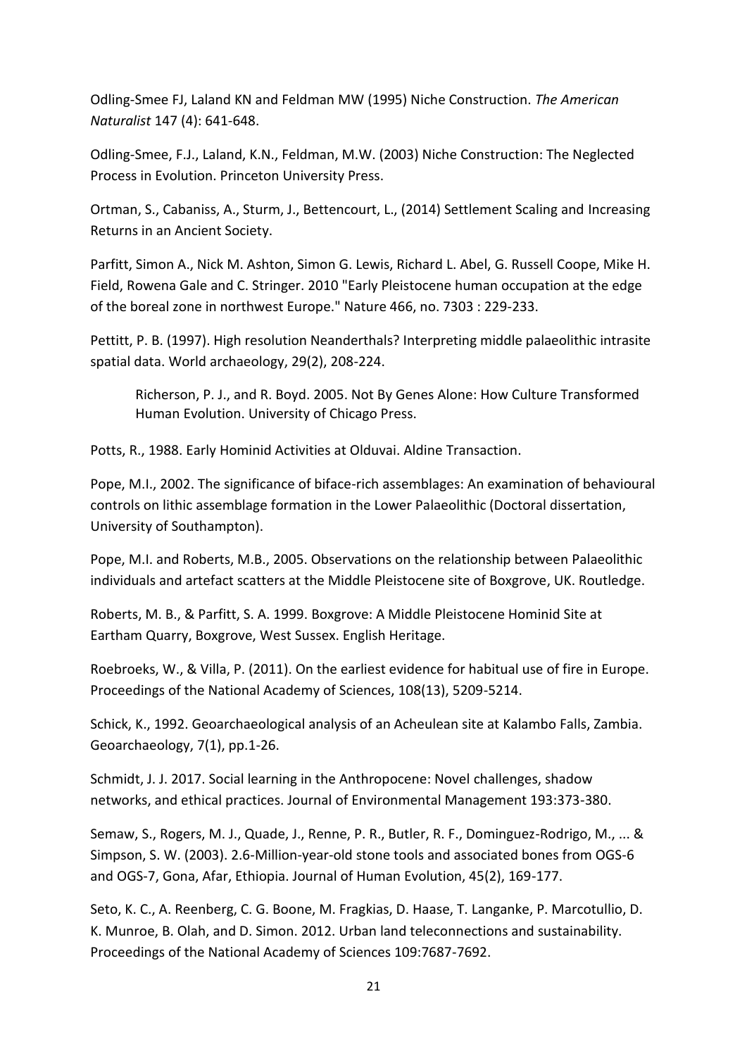Odling-Smee FJ, Laland KN and Feldman MW (1995) Niche Construction. *The American Naturalist* 147 (4): 641-648.

Odling-Smee, F.J., Laland, K.N., Feldman, M.W. (2003) Niche Construction: The Neglected Process in Evolution. Princeton University Press.

Ortman, S., Cabaniss, A., Sturm, J., Bettencourt, L., (2014) Settlement Scaling and Increasing Returns in an Ancient Society.

Parfitt, Simon A., Nick M. Ashton, Simon G. Lewis, Richard L. Abel, G. Russell Coope, Mike H. Field, Rowena Gale and C. Stringer. 2010 "Early Pleistocene human occupation at the edge of the boreal zone in northwest Europe." Nature 466, no. 7303 : 229-233.

Pettitt, P. B. (1997). High resolution Neanderthals? Interpreting middle palaeolithic intrasite spatial data. World archaeology, 29(2), 208-224.

Richerson, P. J., and R. Boyd. 2005. Not By Genes Alone: How Culture Transformed Human Evolution. University of Chicago Press.

Potts, R., 1988. Early Hominid Activities at Olduvai. Aldine Transaction.

Pope, M.I., 2002. The significance of biface-rich assemblages: An examination of behavioural controls on lithic assemblage formation in the Lower Palaeolithic (Doctoral dissertation, University of Southampton).

Pope, M.I. and Roberts, M.B., 2005. Observations on the relationship between Palaeolithic individuals and artefact scatters at the Middle Pleistocene site of Boxgrove, UK. Routledge.

Roberts, M. B., & Parfitt, S. A. 1999. Boxgrove: A Middle Pleistocene Hominid Site at Eartham Quarry, Boxgrove, West Sussex. English Heritage.

Roebroeks, W., & Villa, P. (2011). On the earliest evidence for habitual use of fire in Europe. Proceedings of the National Academy of Sciences, 108(13), 5209-5214.

Schick, K., 1992. Geoarchaeological analysis of an Acheulean site at Kalambo Falls, Zambia. Geoarchaeology, 7(1), pp.1-26.

Schmidt, J. J. 2017. Social learning in the Anthropocene: Novel challenges, shadow networks, and ethical practices. Journal of Environmental Management 193:373-380.

Semaw, S., Rogers, M. J., Quade, J., Renne, P. R., Butler, R. F., Dominguez-Rodrigo, M., ... & Simpson, S. W. (2003). 2.6-Million-year-old stone tools and associated bones from OGS-6 and OGS-7, Gona, Afar, Ethiopia. Journal of Human Evolution, 45(2), 169-177.

Seto, K. C., A. Reenberg, C. G. Boone, M. Fragkias, D. Haase, T. Langanke, P. Marcotullio, D. K. Munroe, B. Olah, and D. Simon. 2012. Urban land teleconnections and sustainability. Proceedings of the National Academy of Sciences 109:7687-7692.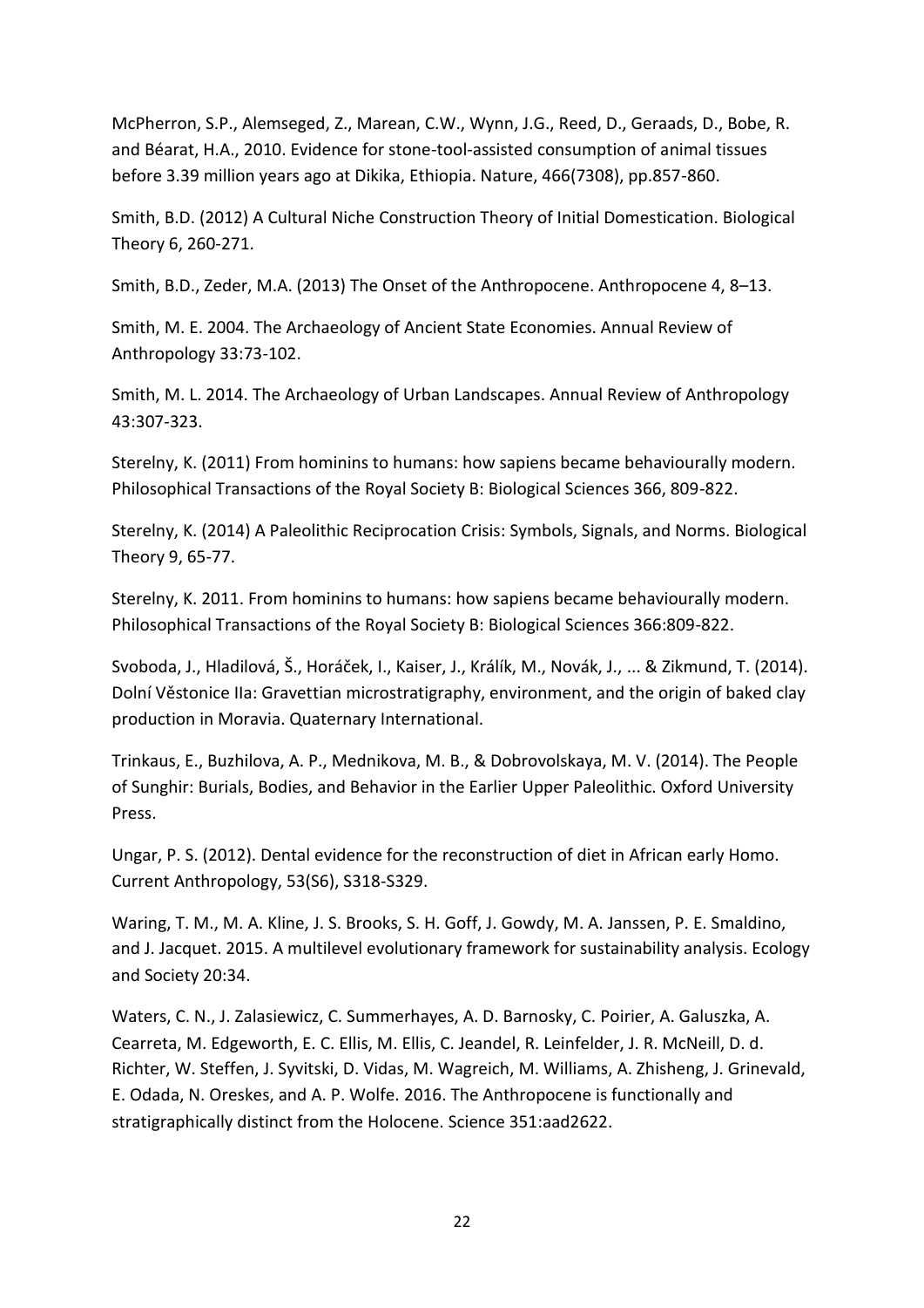McPherron, S.P., Alemseged, Z., Marean, C.W., Wynn, J.G., Reed, D., Geraads, D., Bobe, R. and Béarat, H.A., 2010. Evidence for stone-tool-assisted consumption of animal tissues before 3.39 million years ago at Dikika, Ethiopia. Nature, 466(7308), pp.857-860.

Smith, B.D. (2012) A Cultural Niche Construction Theory of Initial Domestication. Biological Theory 6, 260-271.

Smith, B.D., Zeder, M.A. (2013) The Onset of the Anthropocene. Anthropocene 4, 8–13.

Smith, M. E. 2004. The Archaeology of Ancient State Economies. Annual Review of Anthropology 33:73-102.

Smith, M. L. 2014. The Archaeology of Urban Landscapes. Annual Review of Anthropology 43:307-323.

Sterelny, K. (2011) From hominins to humans: how sapiens became behaviourally modern. Philosophical Transactions of the Royal Society B: Biological Sciences 366, 809-822.

Sterelny, K. (2014) A Paleolithic Reciprocation Crisis: Symbols, Signals, and Norms. Biological Theory 9, 65-77.

Sterelny, K. 2011. From hominins to humans: how sapiens became behaviourally modern. Philosophical Transactions of the Royal Society B: Biological Sciences 366:809-822.

Svoboda, J., Hladilová, Š., Horáček, I., Kaiser, J., Králík, M., Novák, J., ... & Zikmund, T. (2014). Dolní Věstonice IIa: Gravettian microstratigraphy, environment, and the origin of baked clay production in Moravia. Quaternary International.

Trinkaus, E., Buzhilova, A. P., Mednikova, M. B., & Dobrovolskaya, M. V. (2014). The People of Sunghir: Burials, Bodies, and Behavior in the Earlier Upper Paleolithic. Oxford University Press.

Ungar, P. S. (2012). Dental evidence for the reconstruction of diet in African early Homo. Current Anthropology, 53(S6), S318-S329.

Waring, T. M., M. A. Kline, J. S. Brooks, S. H. Goff, J. Gowdy, M. A. Janssen, P. E. Smaldino, and J. Jacquet. 2015. A multilevel evolutionary framework for sustainability analysis. Ecology and Society 20:34.

Waters, C. N., J. Zalasiewicz, C. Summerhayes, A. D. Barnosky, C. Poirier, A. Galuszka, A. Cearreta, M. Edgeworth, E. C. Ellis, M. Ellis, C. Jeandel, R. Leinfelder, J. R. McNeill, D. d. Richter, W. Steffen, J. Syvitski, D. Vidas, M. Wagreich, M. Williams, A. Zhisheng, J. Grinevald, E. Odada, N. Oreskes, and A. P. Wolfe. 2016. The Anthropocene is functionally and stratigraphically distinct from the Holocene. Science 351:aad2622.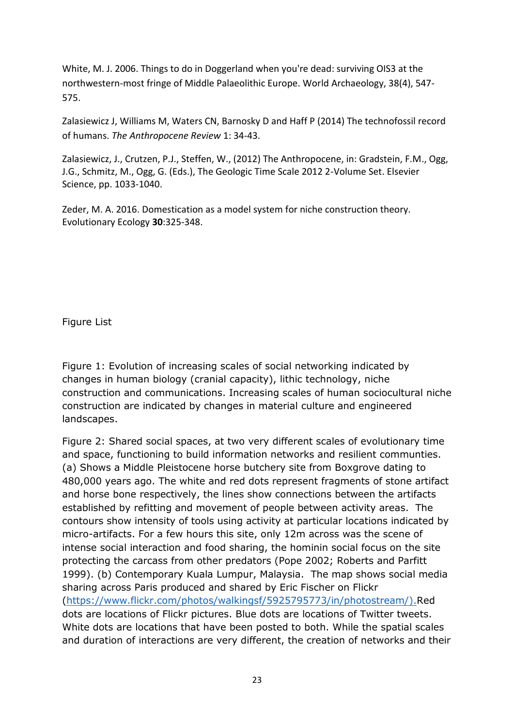White, M. J. 2006. Things to do in Doggerland when you're dead: surviving OIS3 at the northwestern-most fringe of Middle Palaeolithic Europe. World Archaeology, 38(4), 547-575.

Zalasiewicz J, Williams M, Waters CN, Barnosky D and Haff P (2014) The technofossil record of humans. *The Anthropocene Review* 1: 34-43.

Zalasiewicz, J., Crutzen, P.J., Steffen, W., (2012) The Anthropocene, in: Gradstein, F.M., Ogg, J.G., Schmitz, M., Ogg, G. (Eds.), The Geologic Time Scale 2012 2-Volume Set. Elsevier Science, pp. 1033-1040.

Zeder, M. A. 2016. Domestication as a model system for niche construction theory. Evolutionary Ecology **30**:325-348.

Figure List

Figure 1: Evolution of increasing scales of social networking indicated by changes in human biology (cranial capacity), lithic technology, niche construction and communications. Increasing scales of human sociocultural niche construction are indicated by changes in material culture and engineered landscapes.

Figure 2: Shared social spaces, at two very different scales of evolutionary time and space, functioning to build information networks and resilient communties. (a) Shows a Middle Pleistocene horse butchery site from Boxgrove dating to 480,000 years ago. The white and red dots represent fragments of stone artifact and horse bone respectively, the lines show connections between the artifacts established by refitting and movement of people between activity areas. The contours show intensity of tools using activity at particular locations indicated by micro-artifacts. For a few hours this site, only 12m across was the scene of intense social interaction and food sharing, the hominin social focus on the site protecting the carcass from other predators (Pope 2002; Roberts and Parfitt 1999). (b) Contemporary Kuala Lumpur, Malaysia. The map shows social media sharing across Paris produced and shared by Eric Fischer on Flickr (https://www.flickr.com/photos/walkingsf/5925795773/in/photostream/).Red dots are locations of Flickr pictures. Blue dots are locations of Twitter tweets. White dots are locations that have been posted to both. While the spatial scales and duration of interactions are very different, the creation of networks and their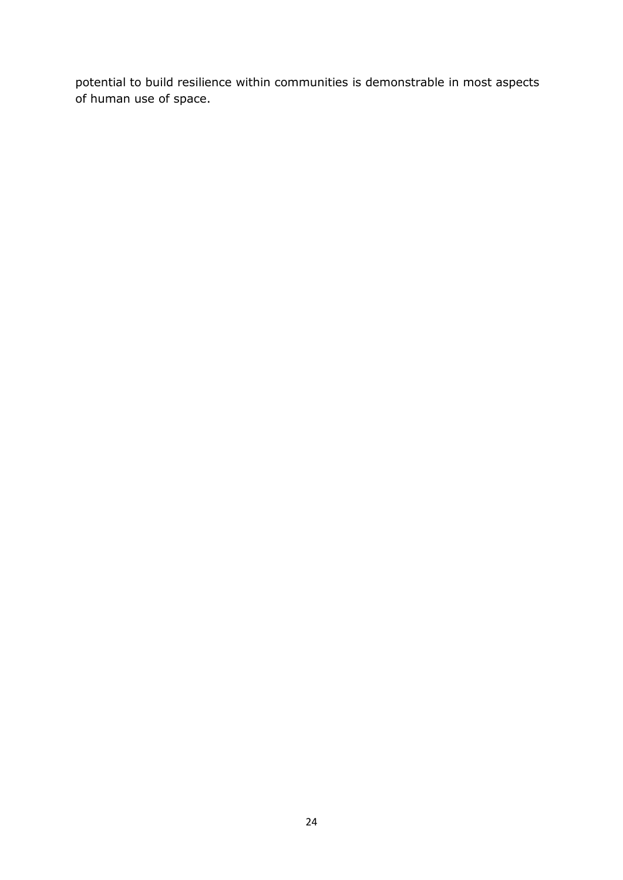potential to build resilience within communities is demonstrable in most aspects of human use of space.